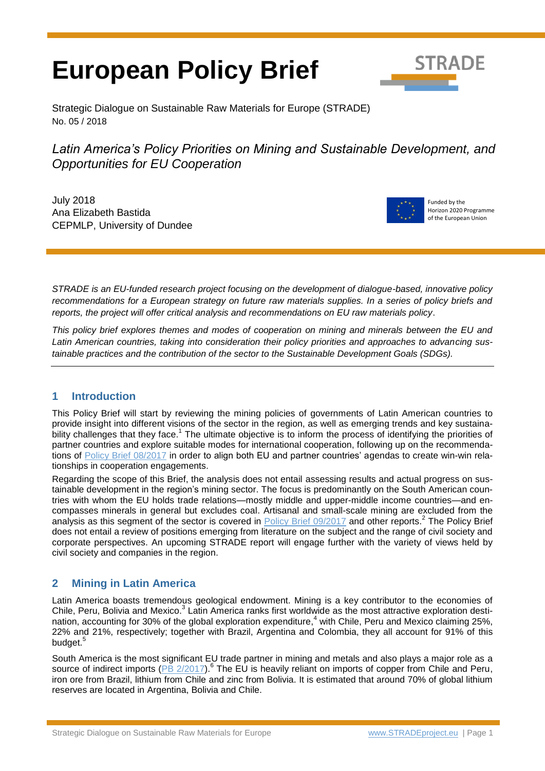# European Policy Brief

STRADE

Strategic Dialogue on Sustainable Raw Materials for Europe (STRADE)
No. 05 / 2018

*Latin America's Policy Priorities on Mining and Sustainable Development, and Opportunities for EU Cooperation*

July 2018
Ana Elizabeth Bastida
CEPMLP, University of Dundee

Funded by the Horizon 2020 Programme of the European Union

*STRADE is an EU-funded research project focusing on the development of dialogue-based, innovative policy recommendations for a European strategy on future raw materials supplies. In a series of policy briefs and reports, the project will offer critical analysis and recommendations on EU raw materials policy.*

*This policy brief explores themes and modes of cooperation on mining and minerals between the EU and Latin American countries, taking into consideration their policy priorities and approaches to advancing sustainable practices and the contribution of the sector to the Sustainable Development Goals (SDGs).*

---

## 1 Introduction

This Policy Brief will start by reviewing the mining policies of governments of Latin American countries to provide insight into different visions of the sector in the region, as well as emerging trends and key sustainability challenges that they face.[1] The ultimate objective is to inform the process of identifying the priorities of partner countries and explore suitable modes for international cooperation, following up on the recommendations of Policy Brief 08/2017 in order to align both EU and partner countries' agendas to create win-win relationships in cooperation engagements.

Regarding the scope of this Brief, the analysis does not entail assessing results and actual progress on sustainable development in the region's mining sector. The focus is predominantly on the South American countries with whom the EU holds trade relations—mostly middle and upper-middle income countries—and encompasses minerals in general but excludes coal. Artisanal and small-scale mining are excluded from the analysis as this segment of the sector is covered in Policy Brief 09/2017 and other reports.[2] The Policy Brief does not entail a review of positions emerging from literature on the subject and the range of civil society and corporate perspectives. An upcoming STRADE report will engage further with the variety of views held by civil society and companies in the region.

## 2 Mining in Latin America

Latin America boasts tremendous geological endowment. Mining is a key contributor to the economies of Chile, Peru, Bolivia and Mexico.[3] Latin America ranks first worldwide as the most attractive exploration destination, accounting for 30% of the global exploration expenditure,[4] with Chile, Peru and Mexico claiming 25%, 22% and 21%, respectively; together with Brazil, Argentina and Colombia, they all account for 91% of this budget.[5]

South America is the most significant EU trade partner in mining and metals and also plays a major role as a source of indirect imports (PB 2/2017).[6] The EU is heavily reliant on imports of copper from Chile and Peru, iron ore from Brazil, lithium from Chile and zinc from Bolivia. It is estimated that around 70% of global lithium reserves are located in Argentina, Bolivia and Chile.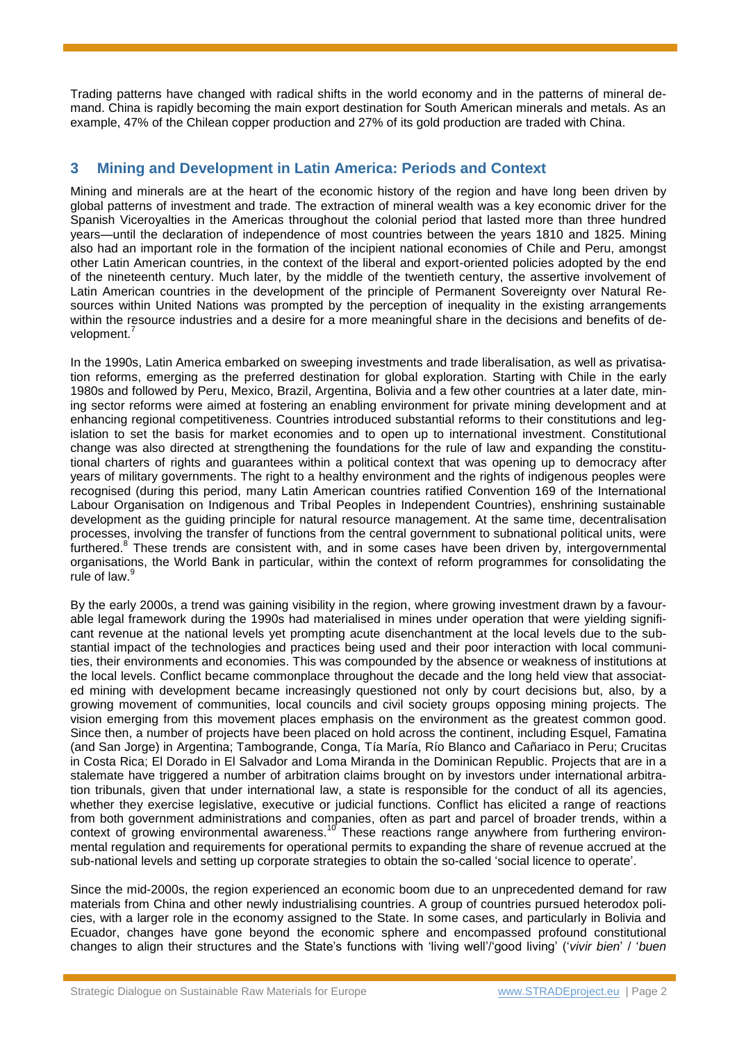Trading patterns have changed with radical shifts in the world economy and in the patterns of mineral demand. China is rapidly becoming the main export destination for South American minerals and metals. As an example, 47% of the Chilean copper production and 27% of its gold production are traded with China.

## 3 Mining and Development in Latin America: Periods and Context

Mining and minerals are at the heart of the economic history of the region and have long been driven by global patterns of investment and trade. The extraction of mineral wealth was a key economic driver for the Spanish Viceroyalties in the Americas throughout the colonial period that lasted more than three hundred years—until the declaration of independence of most countries between the years 1810 and 1825. Mining also had an important role in the formation of the incipient national economies of Chile and Peru, amongst other Latin American countries, in the context of the liberal and export-oriented policies adopted by the end of the nineteenth century. Much later, by the middle of the twentieth century, the assertive involvement of Latin American countries in the development of the principle of Permanent Sovereignty over Natural Resources within United Nations was prompted by the perception of inequality in the existing arrangements within the resource industries and a desire for a more meaningful share in the decisions and benefits of development.[7]

In the 1990s, Latin America embarked on sweeping investments and trade liberalisation, as well as privatisation reforms, emerging as the preferred destination for global exploration. Starting with Chile in the early 1980s and followed by Peru, Mexico, Brazil, Argentina, Bolivia and a few other countries at a later date, mining sector reforms were aimed at fostering an enabling environment for private mining development and at enhancing regional competitiveness. Countries introduced substantial reforms to their constitutions and legislation to set the basis for market economies and to open up to international investment. Constitutional change was also directed at strengthening the foundations for the rule of law and expanding the constitutional charters of rights and guarantees within a political context that was opening up to democracy after years of military governments. The right to a healthy environment and the rights of indigenous peoples were recognised (during this period, many Latin American countries ratified Convention 169 of the International Labour Organisation on Indigenous and Tribal Peoples in Independent Countries), enshrining sustainable development as the guiding principle for natural resource management. At the same time, decentralisation processes, involving the transfer of functions from the central government to subnational political units, were furthered.[8] These trends are consistent with, and in some cases have been driven by, intergovernmental organisations, the World Bank in particular, within the context of reform programmes for consolidating the rule of law.[9]

By the early 2000s, a trend was gaining visibility in the region, where growing investment drawn by a favourable legal framework during the 1990s had materialised in mines under operation that were yielding significant revenue at the national levels yet prompting acute disenchantment at the local levels due to the substantial impact of the technologies and practices being used and their poor interaction with local communities, their environments and economies. This was compounded by the absence or weakness of institutions at the local levels. Conflict became commonplace throughout the decade and the long held view that associated mining with development became increasingly questioned not only by court decisions but, also, by a growing movement of communities, local councils and civil society groups opposing mining projects. The vision emerging from this movement places emphasis on the environment as the greatest common good. Since then, a number of projects have been placed on hold across the continent, including Esquel, Famatina (and San Jorge) in Argentina; Tambogrande, Conga, Tía María, Río Blanco and Cañariaco in Peru; Crucitas in Costa Rica; El Dorado in El Salvador and Loma Miranda in the Dominican Republic. Projects that are in a stalemate have triggered a number of arbitration claims brought on by investors under international arbitration tribunals, given that under international law, a state is responsible for the conduct of all its agencies, whether they exercise legislative, executive or judicial functions. Conflict has elicited a range of reactions from both government administrations and companies, often as part and parcel of broader trends, within a context of growing environmental awareness.[10] These reactions range anywhere from furthering environmental regulation and requirements for operational permits to expanding the share of revenue accrued at the sub-national levels and setting up corporate strategies to obtain the so-called 'social licence to operate'.

Since the mid-2000s, the region experienced an economic boom due to an unprecedented demand for raw materials from China and other newly industrialising countries. A group of countries pursued heterodox policies, with a larger role in the economy assigned to the State. In some cases, and particularly in Bolivia and Ecuador, changes have gone beyond the economic sphere and encompassed profound constitutional changes to align their structures and the State's functions with 'living well'/'good living' ('*vivir bien*' / '*buen*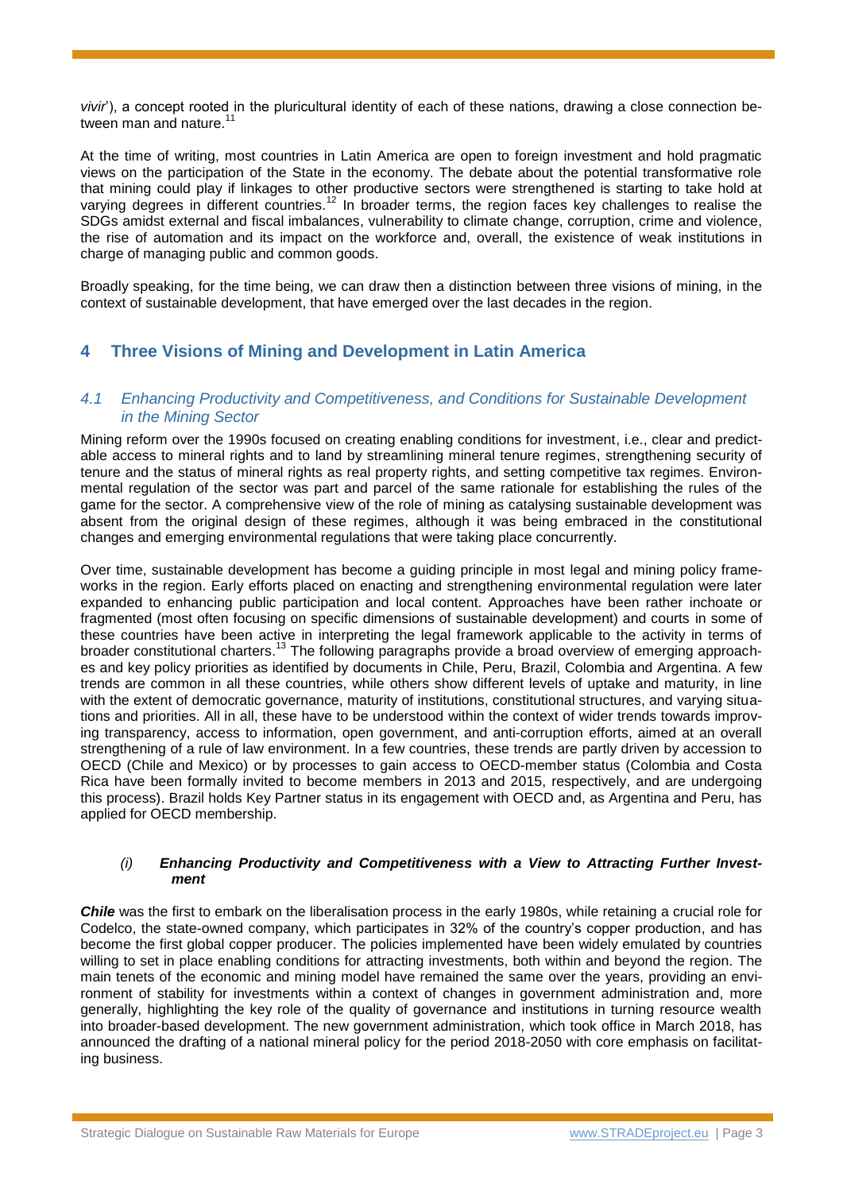*vivir*'), a concept rooted in the pluricultural identity of each of these nations, drawing a close connection between man and nature.[11]

At the time of writing, most countries in Latin America are open to foreign investment and hold pragmatic views on the participation of the State in the economy. The debate about the potential transformative role that mining could play if linkages to other productive sectors were strengthened is starting to take hold at varying degrees in different countries.[12] In broader terms, the region faces key challenges to realise the SDGs amidst external and fiscal imbalances, vulnerability to climate change, corruption, crime and violence, the rise of automation and its impact on the workforce and, overall, the existence of weak institutions in charge of managing public and common goods.

Broadly speaking, for the time being, we can draw then a distinction between three visions of mining, in the context of sustainable development, that have emerged over the last decades in the region.

## 4 Three Visions of Mining and Development in Latin America

### *4.1 Enhancing Productivity and Competitiveness, and Conditions for Sustainable Development in the Mining Sector*

Mining reform over the 1990s focused on creating enabling conditions for investment, i.e., clear and predictable access to mineral rights and to land by streamlining mineral tenure regimes, strengthening security of tenure and the status of mineral rights as real property rights, and setting competitive tax regimes. Environmental regulation of the sector was part and parcel of the same rationale for establishing the rules of the game for the sector. A comprehensive view of the role of mining as catalysing sustainable development was absent from the original design of these regimes, although it was being embraced in the constitutional changes and emerging environmental regulations that were taking place concurrently.

Over time, sustainable development has become a guiding principle in most legal and mining policy frameworks in the region. Early efforts placed on enacting and strengthening environmental regulation were later expanded to enhancing public participation and local content. Approaches have been rather inchoate or fragmented (most often focusing on specific dimensions of sustainable development) and courts in some of these countries have been active in interpreting the legal framework applicable to the activity in terms of broader constitutional charters.[13] The following paragraphs provide a broad overview of emerging approaches and key policy priorities as identified by documents in Chile, Peru, Brazil, Colombia and Argentina. A few trends are common in all these countries, while others show different levels of uptake and maturity, in line with the extent of democratic governance, maturity of institutions, constitutional structures, and varying situations and priorities. All in all, these have to be understood within the context of wider trends towards improving transparency, access to information, open government, and anti-corruption efforts, aimed at an overall strengthening of a rule of law environment. In a few countries, these trends are partly driven by accession to OECD (Chile and Mexico) or by processes to gain access to OECD-member status (Colombia and Costa Rica have been formally invited to become members in 2013 and 2015, respectively, and are undergoing this process). Brazil holds Key Partner status in its engagement with OECD and, as Argentina and Peru, has applied for OECD membership.

#### *(i) Enhancing Productivity and Competitiveness with a View to Attracting Further Investment*

***Chile*** was the first to embark on the liberalisation process in the early 1980s, while retaining a crucial role for Codelco, the state-owned company, which participates in 32% of the country's copper production, and has become the first global copper producer. The policies implemented have been widely emulated by countries willing to set in place enabling conditions for attracting investments, both within and beyond the region. The main tenets of the economic and mining model have remained the same over the years, providing an environment of stability for investments within a context of changes in government administration and, more generally, highlighting the key role of the quality of governance and institutions in turning resource wealth into broader-based development. The new government administration, which took office in March 2018, has announced the drafting of a national mineral policy for the period 2018-2050 with core emphasis on facilitating business.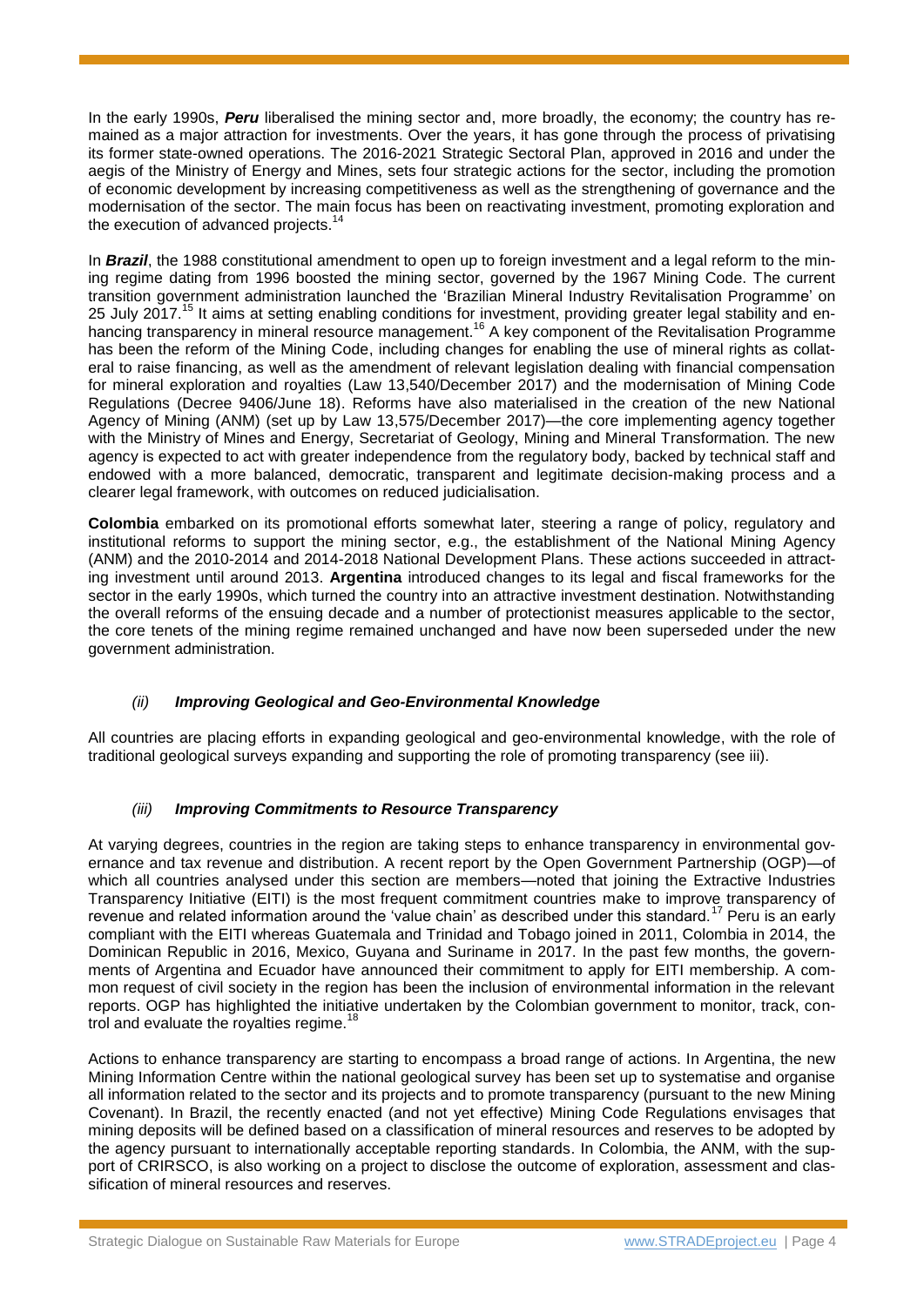In the early 1990s, ***Peru*** liberalised the mining sector and, more broadly, the economy; the country has remained as a major attraction for investments. Over the years, it has gone through the process of privatising its former state-owned operations. The 2016-2021 Strategic Sectoral Plan, approved in 2016 and under the aegis of the Ministry of Energy and Mines, sets four strategic actions for the sector, including the promotion of economic development by increasing competitiveness as well as the strengthening of governance and the modernisation of the sector. The main focus has been on reactivating investment, promoting exploration and the execution of advanced projects.[14]

In ***Brazil***, the 1988 constitutional amendment to open up to foreign investment and a legal reform to the mining regime dating from 1996 boosted the mining sector, governed by the 1967 Mining Code. The current transition government administration launched the 'Brazilian Mineral Industry Revitalisation Programme' on 25 July 2017.[15] It aims at setting enabling conditions for investment, providing greater legal stability and enhancing transparency in mineral resource management.[16] A key component of the Revitalisation Programme has been the reform of the Mining Code, including changes for enabling the use of mineral rights as collateral to raise financing, as well as the amendment of relevant legislation dealing with financial compensation for mineral exploration and royalties (Law 13,540/December 2017) and the modernisation of Mining Code Regulations (Decree 9406/June 18). Reforms have also materialised in the creation of the new National Agency of Mining (ANM) (set up by Law 13,575/December 2017)—the core implementing agency together with the Ministry of Mines and Energy, Secretariat of Geology, Mining and Mineral Transformation. The new agency is expected to act with greater independence from the regulatory body, backed by technical staff and endowed with a more balanced, democratic, transparent and legitimate decision-making process and a clearer legal framework, with outcomes on reduced judicialisation.

**Colombia** embarked on its promotional efforts somewhat later, steering a range of policy, regulatory and institutional reforms to support the mining sector, e.g., the establishment of the National Mining Agency (ANM) and the 2010-2014 and 2014-2018 National Development Plans. These actions succeeded in attracting investment until around 2013. **Argentina** introduced changes to its legal and fiscal frameworks for the sector in the early 1990s, which turned the country into an attractive investment destination. Notwithstanding the overall reforms of the ensuing decade and a number of protectionist measures applicable to the sector, the core tenets of the mining regime remained unchanged and have now been superseded under the new government administration.

### *(ii) Improving Geological and Geo-Environmental Knowledge*

All countries are placing efforts in expanding geological and geo-environmental knowledge, with the role of traditional geological surveys expanding and supporting the role of promoting transparency (see iii).

### *(iii) Improving Commitments to Resource Transparency*

At varying degrees, countries in the region are taking steps to enhance transparency in environmental governance and tax revenue and distribution. A recent report by the Open Government Partnership (OGP)—of which all countries analysed under this section are members—noted that joining the Extractive Industries Transparency Initiative (EITI) is the most frequent commitment countries make to improve transparency of revenue and related information around the 'value chain' as described under this standard.[17] Peru is an early compliant with the EITI whereas Guatemala and Trinidad and Tobago joined in 2011, Colombia in 2014, the Dominican Republic in 2016, Mexico, Guyana and Suriname in 2017. In the past few months, the governments of Argentina and Ecuador have announced their commitment to apply for EITI membership. A common request of civil society in the region has been the inclusion of environmental information in the relevant reports. OGP has highlighted the initiative undertaken by the Colombian government to monitor, track, control and evaluate the royalties regime.[18]

Actions to enhance transparency are starting to encompass a broad range of actions. In Argentina, the new Mining Information Centre within the national geological survey has been set up to systematise and organise all information related to the sector and its projects and to promote transparency (pursuant to the new Mining Covenant). In Brazil, the recently enacted (and not yet effective) Mining Code Regulations envisages that mining deposits will be defined based on a classification of mineral resources and reserves to be adopted by the agency pursuant to internationally acceptable reporting standards. In Colombia, the ANM, with the support of CRIRSCO, is also working on a project to disclose the outcome of exploration, assessment and classification of mineral resources and reserves.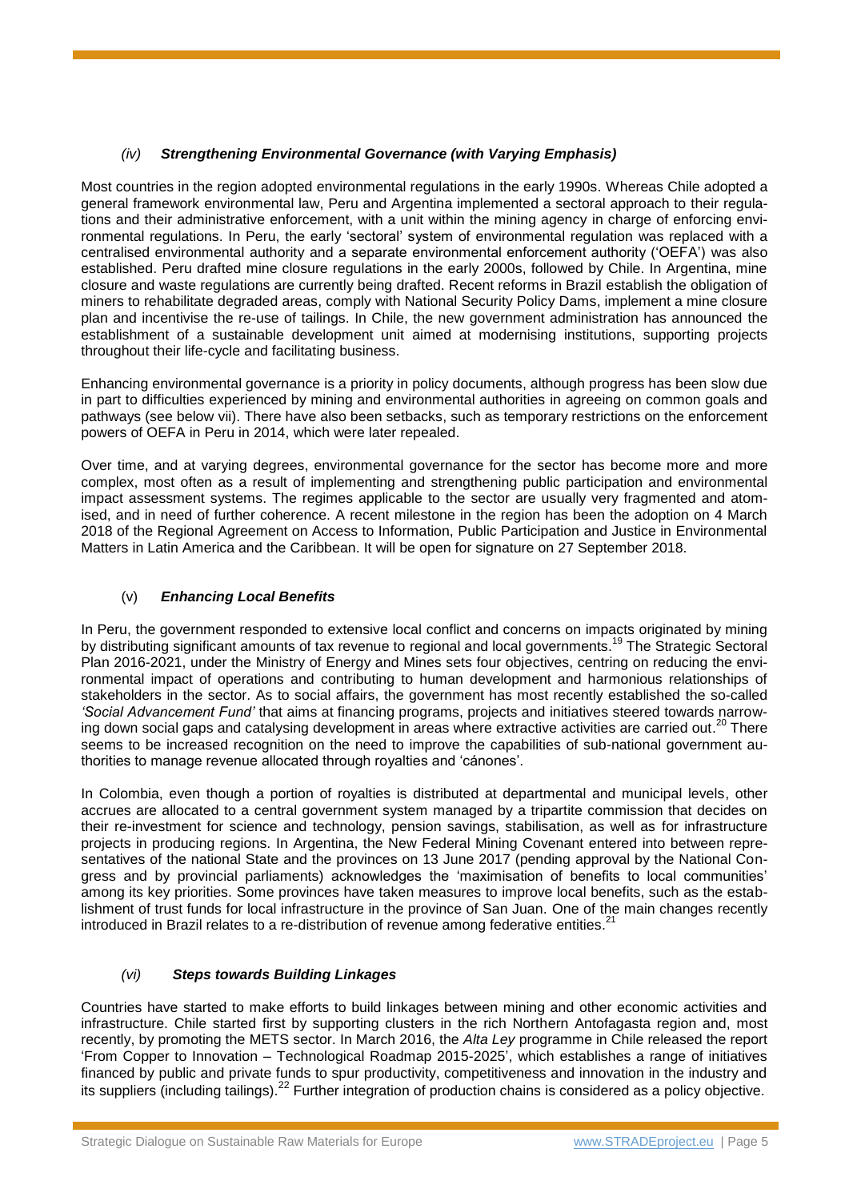### *(iv) Strengthening Environmental Governance (with Varying Emphasis)*

Most countries in the region adopted environmental regulations in the early 1990s. Whereas Chile adopted a general framework environmental law, Peru and Argentina implemented a sectoral approach to their regulations and their administrative enforcement, with a unit within the mining agency in charge of enforcing environmental regulations. In Peru, the early 'sectoral' system of environmental regulation was replaced with a centralised environmental authority and a separate environmental enforcement authority ('OEFA') was also established. Peru drafted mine closure regulations in the early 2000s, followed by Chile. In Argentina, mine closure and waste regulations are currently being drafted. Recent reforms in Brazil establish the obligation of miners to rehabilitate degraded areas, comply with National Security Policy Dams, implement a mine closure plan and incentivise the re-use of tailings. In Chile, the new government administration has announced the establishment of a sustainable development unit aimed at modernising institutions, supporting projects throughout their life-cycle and facilitating business.

Enhancing environmental governance is a priority in policy documents, although progress has been slow due in part to difficulties experienced by mining and environmental authorities in agreeing on common goals and pathways (see below vii). There have also been setbacks, such as temporary restrictions on the enforcement powers of OEFA in Peru in 2014, which were later repealed.

Over time, and at varying degrees, environmental governance for the sector has become more and more complex, most often as a result of implementing and strengthening public participation and environmental impact assessment systems. The regimes applicable to the sector are usually very fragmented and atomised, and in need of further coherence. A recent milestone in the region has been the adoption on 4 March 2018 of the Regional Agreement on Access to Information, Public Participation and Justice in Environmental Matters in Latin America and the Caribbean. It will be open for signature on 27 September 2018.

### (v) *Enhancing Local Benefits*

In Peru, the government responded to extensive local conflict and concerns on impacts originated by mining by distributing significant amounts of tax revenue to regional and local governments.[19] The Strategic Sectoral Plan 2016-2021, under the Ministry of Energy and Mines sets four objectives, centring on reducing the environmental impact of operations and contributing to human development and harmonious relationships of stakeholders in the sector. As to social affairs, the government has most recently established the so-called *'Social Advancement Fund'* that aims at financing programs, projects and initiatives steered towards narrowing down social gaps and catalysing development in areas where extractive activities are carried out.[20] There seems to be increased recognition on the need to improve the capabilities of sub-national government authorities to manage revenue allocated through royalties and 'cánones'.

In Colombia, even though a portion of royalties is distributed at departmental and municipal levels, other accrues are allocated to a central government system managed by a tripartite commission that decides on their re-investment for science and technology, pension savings, stabilisation, as well as for infrastructure projects in producing regions. In Argentina, the New Federal Mining Covenant entered into between representatives of the national State and the provinces on 13 June 2017 (pending approval by the National Congress and by provincial parliaments) acknowledges the 'maximisation of benefits to local communities' among its key priorities. Some provinces have taken measures to improve local benefits, such as the establishment of trust funds for local infrastructure in the province of San Juan. One of the main changes recently introduced in Brazil relates to a re-distribution of revenue among federative entities.[21]

### *(vi) Steps towards Building Linkages*

Countries have started to make efforts to build linkages between mining and other economic activities and infrastructure. Chile started first by supporting clusters in the rich Northern Antofagasta region and, most recently, by promoting the METS sector. In March 2016, the *Alta Ley* programme in Chile released the report 'From Copper to Innovation – Technological Roadmap 2015-2025', which establishes a range of initiatives financed by public and private funds to spur productivity, competitiveness and innovation in the industry and its suppliers (including tailings).[22] Further integration of production chains is considered as a policy objective.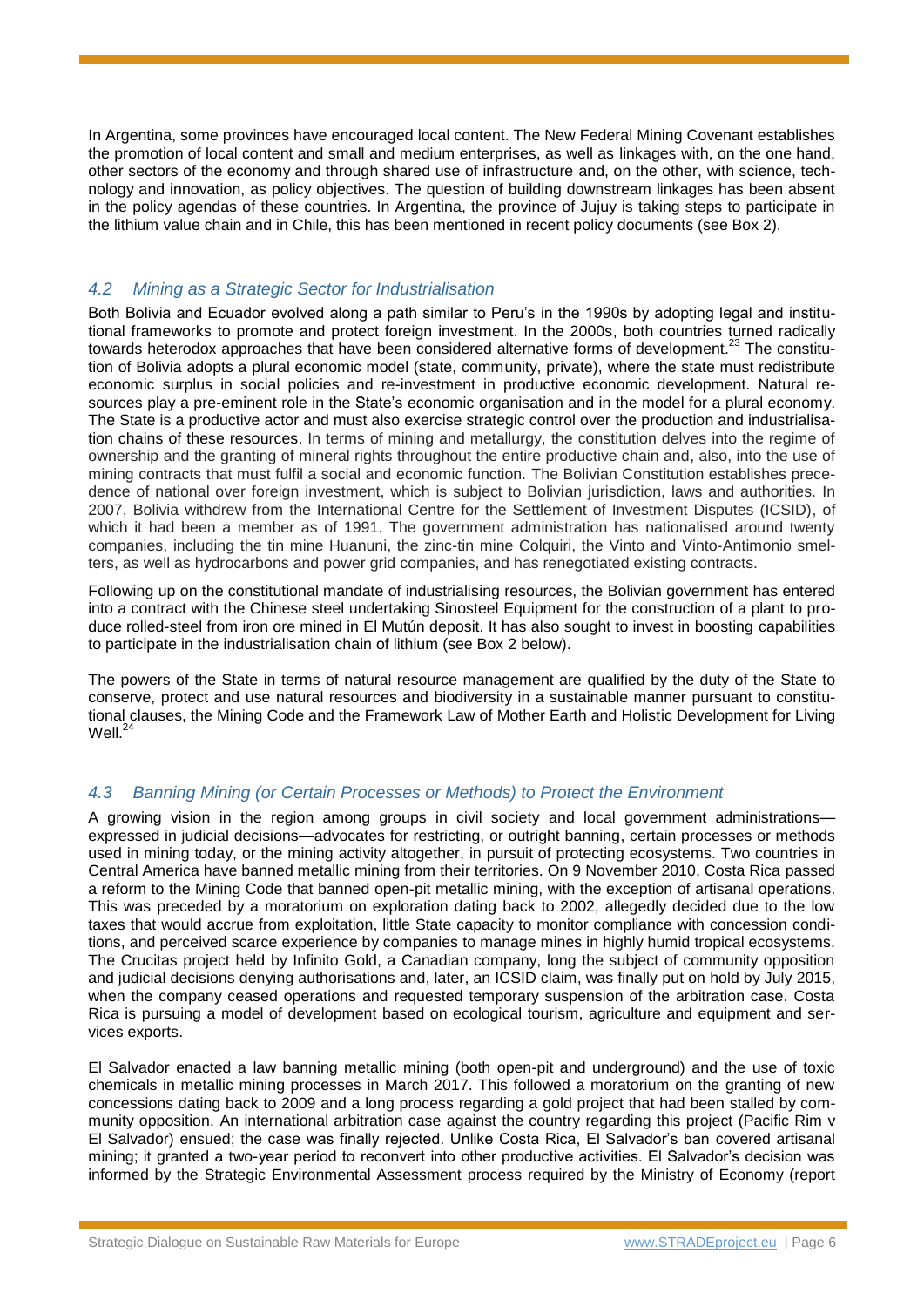In Argentina, some provinces have encouraged local content. The New Federal Mining Covenant establishes the promotion of local content and small and medium enterprises, as well as linkages with, on the one hand, other sectors of the economy and through shared use of infrastructure and, on the other, with science, technology and innovation, as policy objectives. The question of building downstream linkages has been absent in the policy agendas of these countries. In Argentina, the province of Jujuy is taking steps to participate in the lithium value chain and in Chile, this has been mentioned in recent policy documents (see Box 2).

### *4.2 Mining as a Strategic Sector for Industrialisation*

Both Bolivia and Ecuador evolved along a path similar to Peru's in the 1990s by adopting legal and institutional frameworks to promote and protect foreign investment. In the 2000s, both countries turned radically towards heterodox approaches that have been considered alternative forms of development.[23] The constitution of Bolivia adopts a plural economic model (state, community, private), where the state must redistribute economic surplus in social policies and re-investment in productive economic development. Natural resources play a pre-eminent role in the State's economic organisation and in the model for a plural economy. The State is a productive actor and must also exercise strategic control over the production and industrialisation chains of these resources. In terms of mining and metallurgy, the constitution delves into the regime of ownership and the granting of mineral rights throughout the entire productive chain and, also, into the use of mining contracts that must fulfil a social and economic function. The Bolivian Constitution establishes precedence of national over foreign investment, which is subject to Bolivian jurisdiction, laws and authorities. In 2007, Bolivia withdrew from the International Centre for the Settlement of Investment Disputes (ICSID), of which it had been a member as of 1991. The government administration has nationalised around twenty companies, including the tin mine Huanuni, the zinc-tin mine Colquiri, the Vinto and Vinto-Antimonio smelters, as well as hydrocarbons and power grid companies, and has renegotiated existing contracts.

Following up on the constitutional mandate of industrialising resources, the Bolivian government has entered into a contract with the Chinese steel undertaking Sinosteel Equipment for the construction of a plant to produce rolled-steel from iron ore mined in El Mutún deposit. It has also sought to invest in boosting capabilities to participate in the industrialisation chain of lithium (see Box 2 below).

The powers of the State in terms of natural resource management are qualified by the duty of the State to conserve, protect and use natural resources and biodiversity in a sustainable manner pursuant to constitutional clauses, the Mining Code and the Framework Law of Mother Earth and Holistic Development for Living Well.[24]

### *4.3 Banning Mining (or Certain Processes or Methods) to Protect the Environment*

A growing vision in the region among groups in civil society and local government administrations—expressed in judicial decisions—advocates for restricting, or outright banning, certain processes or methods used in mining today, or the mining activity altogether, in pursuit of protecting ecosystems. Two countries in Central America have banned metallic mining from their territories. On 9 November 2010, Costa Rica passed a reform to the Mining Code that banned open-pit metallic mining, with the exception of artisanal operations. This was preceded by a moratorium on exploration dating back to 2002, allegedly decided due to the low taxes that would accrue from exploitation, little State capacity to monitor compliance with concession conditions, and perceived scarce experience by companies to manage mines in highly humid tropical ecosystems. The Crucitas project held by Infinito Gold, a Canadian company, long the subject of community opposition and judicial decisions denying authorisations and, later, an ICSID claim, was finally put on hold by July 2015, when the company ceased operations and requested temporary suspension of the arbitration case. Costa Rica is pursuing a model of development based on ecological tourism, agriculture and equipment and services exports.

El Salvador enacted a law banning metallic mining (both open-pit and underground) and the use of toxic chemicals in metallic mining processes in March 2017. This followed a moratorium on the granting of new concessions dating back to 2009 and a long process regarding a gold project that had been stalled by community opposition. An international arbitration case against the country regarding this project (Pacific Rim v El Salvador) ensued; the case was finally rejected. Unlike Costa Rica, El Salvador's ban covered artisanal mining; it granted a two-year period to reconvert into other productive activities. El Salvador's decision was informed by the Strategic Environmental Assessment process required by the Ministry of Economy (report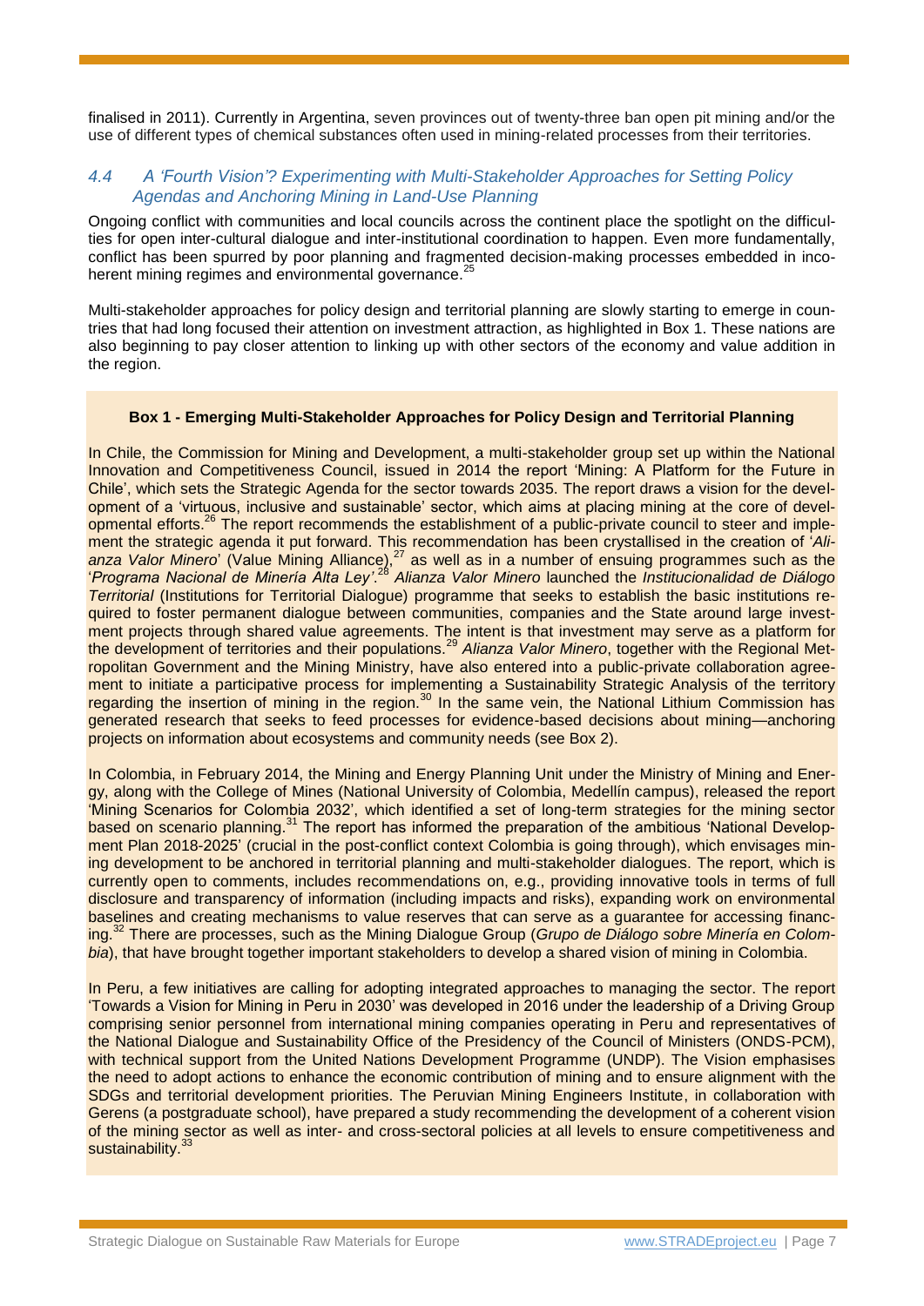finalised in 2011). Currently in Argentina, seven provinces out of twenty-three ban open pit mining and/or the use of different types of chemical substances often used in mining-related processes from their territories.

### *4.4 A 'Fourth Vision'? Experimenting with Multi-Stakeholder Approaches for Setting Policy Agendas and Anchoring Mining in Land-Use Planning*

Ongoing conflict with communities and local councils across the continent place the spotlight on the difficulties for open inter-cultural dialogue and inter-institutional coordination to happen. Even more fundamentally, conflict has been spurred by poor planning and fragmented decision-making processes embedded in incoherent mining regimes and environmental governance.[25]

Multi-stakeholder approaches for policy design and territorial planning are slowly starting to emerge in countries that had long focused their attention on investment attraction, as highlighted in Box 1. These nations are also beginning to pay closer attention to linking up with other sectors of the economy and value addition in the region.

**Box 1 - Emerging Multi-Stakeholder Approaches for Policy Design and Territorial Planning**

In Chile, the Commission for Mining and Development, a multi-stakeholder group set up within the National Innovation and Competitiveness Council, issued in 2014 the report 'Mining: A Platform for the Future in Chile', which sets the Strategic Agenda for the sector towards 2035. The report draws a vision for the development of a 'virtuous, inclusive and sustainable' sector, which aims at placing mining at the core of developmental efforts.[26] The report recommends the establishment of a public-private council to steer and implement the strategic agenda it put forward. This recommendation has been crystallised in the creation of '*Alianza Valor Minero*' (Value Mining Alliance),[27] as well as in a number of ensuing programmes such as the '*Programa Nacional de Minería Alta Ley*'.[28] *Alianza Valor Minero* launched the *Institucionalidad de Diálogo Territorial* (Institutions for Territorial Dialogue) programme that seeks to establish the basic institutions required to foster permanent dialogue between communities, companies and the State around large investment projects through shared value agreements. The intent is that investment may serve as a platform for the development of territories and their populations.[29] *Alianza Valor Minero*, together with the Regional Metropolitan Government and the Mining Ministry, have also entered into a public-private collaboration agreement to initiate a participative process for implementing a Sustainability Strategic Analysis of the territory regarding the insertion of mining in the region.[30] In the same vein, the National Lithium Commission has generated research that seeks to feed processes for evidence-based decisions about mining—anchoring projects on information about ecosystems and community needs (see Box 2).

In Colombia, in February 2014, the Mining and Energy Planning Unit under the Ministry of Mining and Energy, along with the College of Mines (National University of Colombia, Medellín campus), released the report 'Mining Scenarios for Colombia 2032', which identified a set of long-term strategies for the mining sector based on scenario planning.[31] The report has informed the preparation of the ambitious 'National Development Plan 2018-2025' (crucial in the post-conflict context Colombia is going through), which envisages mining development to be anchored in territorial planning and multi-stakeholder dialogues. The report, which is currently open to comments, includes recommendations on, e.g., providing innovative tools in terms of full disclosure and transparency of information (including impacts and risks), expanding work on environmental baselines and creating mechanisms to value reserves that can serve as a guarantee for accessing financing.[32] There are processes, such as the Mining Dialogue Group (*Grupo de Diálogo sobre Minería en Colombia*), that have brought together important stakeholders to develop a shared vision of mining in Colombia.

In Peru, a few initiatives are calling for adopting integrated approaches to managing the sector. The report 'Towards a Vision for Mining in Peru in 2030' was developed in 2016 under the leadership of a Driving Group comprising senior personnel from international mining companies operating in Peru and representatives of the National Dialogue and Sustainability Office of the Presidency of the Council of Ministers (ONDS-PCM), with technical support from the United Nations Development Programme (UNDP). The Vision emphasises the need to adopt actions to enhance the economic contribution of mining and to ensure alignment with the SDGs and territorial development priorities. The Peruvian Mining Engineers Institute, in collaboration with Gerens (a postgraduate school), have prepared a study recommending the development of a coherent vision of the mining sector as well as inter- and cross-sectoral policies at all levels to ensure competitiveness and sustainability.[33]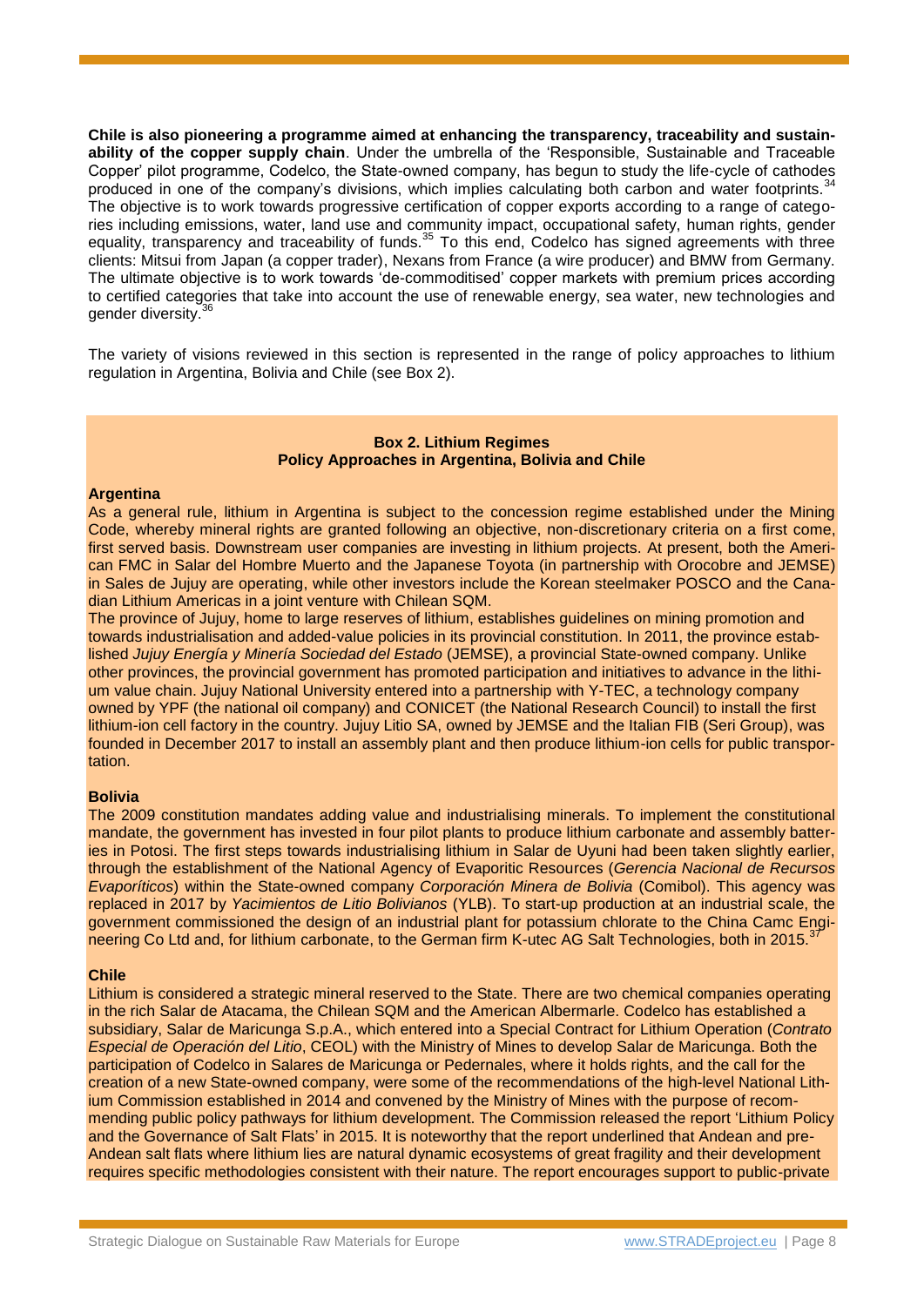**Chile is also pioneering a programme aimed at enhancing the transparency, traceability and sustainability of the copper supply chain**. Under the umbrella of the 'Responsible, Sustainable and Traceable Copper' pilot programme, Codelco, the State-owned company, has begun to study the life-cycle of cathodes produced in one of the company's divisions, which implies calculating both carbon and water footprints.[34] The objective is to work towards progressive certification of copper exports according to a range of categories including emissions, water, land use and community impact, occupational safety, human rights, gender equality, transparency and traceability of funds.[35] To this end, Codelco has signed agreements with three clients: Mitsui from Japan (a copper trader), Nexans from France (a wire producer) and BMW from Germany. The ultimate objective is to work towards 'de-commoditised' copper markets with premium prices according to certified categories that take into account the use of renewable energy, sea water, new technologies and gender diversity.[36]

The variety of visions reviewed in this section is represented in the range of policy approaches to lithium regulation in Argentina, Bolivia and Chile (see Box 2).

**Box 2. Lithium Regimes**
**Policy Approaches in Argentina, Bolivia and Chile**

**Argentina**

As a general rule, lithium in Argentina is subject to the concession regime established under the Mining Code, whereby mineral rights are granted following an objective, non-discretionary criteria on a first come, first served basis. Downstream user companies are investing in lithium projects. At present, both the American FMC in Salar del Hombre Muerto and the Japanese Toyota (in partnership with Orocobre and JEMSE) in Sales de Jujuy are operating, while other investors include the Korean steelmaker POSCO and the Canadian Lithium Americas in a joint venture with Chilean SQM.

The province of Jujuy, home to large reserves of lithium, establishes guidelines on mining promotion and towards industrialisation and added-value policies in its provincial constitution. In 2011, the province established *Jujuy Energía y Minería Sociedad del Estado* (JEMSE), a provincial State-owned company. Unlike other provinces, the provincial government has promoted participation and initiatives to advance in the lithium value chain. Jujuy National University entered into a partnership with Y-TEC, a technology company owned by YPF (the national oil company) and CONICET (the National Research Council) to install the first lithium-ion cell factory in the country. Jujuy Litio SA, owned by JEMSE and the Italian FIB (Seri Group), was founded in December 2017 to install an assembly plant and then produce lithium-ion cells for public transportation.

**Bolivia**

The 2009 constitution mandates adding value and industrialising minerals. To implement the constitutional mandate, the government has invested in four pilot plants to produce lithium carbonate and assembly batteries in Potosi. The first steps towards industrialising lithium in Salar de Uyuni had been taken slightly earlier, through the establishment of the National Agency of Evaporitic Resources (*Gerencia Nacional de Recursos Evaporíticos*) within the State-owned company *Corporación Minera de Bolivia* (Comibol). This agency was replaced in 2017 by *Yacimientos de Litio Bolivianos* (YLB). To start-up production at an industrial scale, the government commissioned the design of an industrial plant for potassium chlorate to the China Camc Engineering Co Ltd and, for lithium carbonate, to the German firm K-utec AG Salt Technologies, both in 2015.[37]

**Chile**

Lithium is considered a strategic mineral reserved to the State. There are two chemical companies operating in the rich Salar de Atacama, the Chilean SQM and the American Albermarle. Codelco has established a subsidiary, Salar de Maricunga S.p.A., which entered into a Special Contract for Lithium Operation (*Contrato Especial de Operación del Litio*, CEOL) with the Ministry of Mines to develop Salar de Maricunga. Both the participation of Codelco in Salares de Maricunga or Pedernales, where it holds rights, and the call for the creation of a new State-owned company, were some of the recommendations of the high-level National Lithium Commission established in 2014 and convened by the Ministry of Mines with the purpose of recommending public policy pathways for lithium development. The Commission released the report 'Lithium Policy and the Governance of Salt Flats' in 2015. It is noteworthy that the report underlined that Andean and pre-Andean salt flats where lithium lies are natural dynamic ecosystems of great fragility and their development requires specific methodologies consistent with their nature. The report encourages support to public-private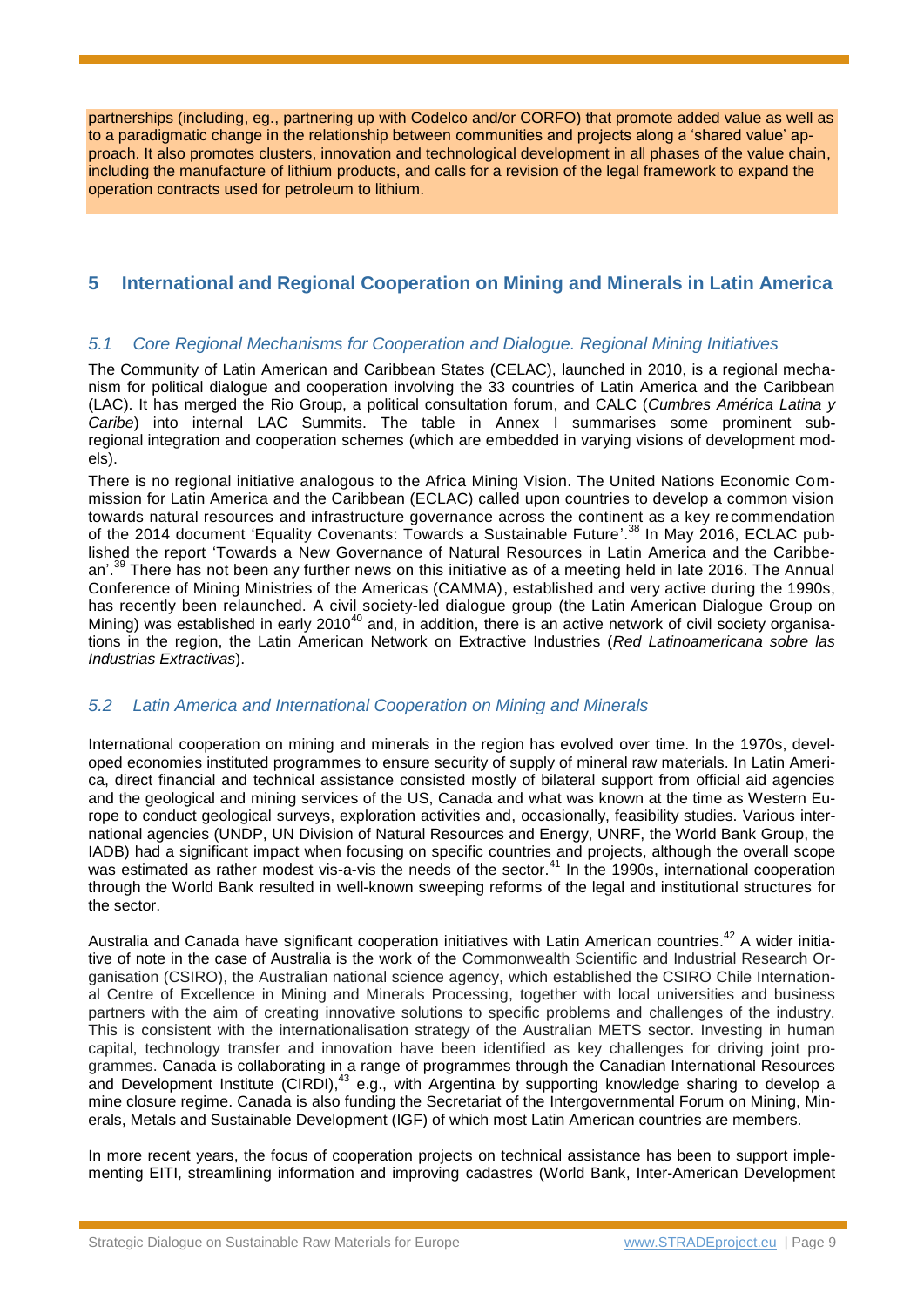partnerships (including, eg., partnering up with Codelco and/or CORFO) that promote added value as well as to a paradigmatic change in the relationship between communities and projects along a 'shared value' approach. It also promotes clusters, innovation and technological development in all phases of the value chain, including the manufacture of lithium products, and calls for a revision of the legal framework to expand the operation contracts used for petroleum to lithium.

## 5 International and Regional Cooperation on Mining and Minerals in Latin America

### *5.1 Core Regional Mechanisms for Cooperation and Dialogue. Regional Mining Initiatives*

The Community of Latin American and Caribbean States (CELAC), launched in 2010, is a regional mechanism for political dialogue and cooperation involving the 33 countries of Latin America and the Caribbean (LAC). It has merged the Rio Group, a political consultation forum, and CALC (*Cumbres América Latina y Caribe*) into internal LAC Summits. The table in Annex I summarises some prominent sub-regional integration and cooperation schemes (which are embedded in varying visions of development models).

There is no regional initiative analogous to the Africa Mining Vision. The United Nations Economic Commission for Latin America and the Caribbean (ECLAC) called upon countries to develop a common vision towards natural resources and infrastructure governance across the continent as a key recommendation of the 2014 document 'Equality Covenants: Towards a Sustainable Future'.[38] In May 2016, ECLAC published the report 'Towards a New Governance of Natural Resources in Latin America and the Caribbean'.[39] There has not been any further news on this initiative as of a meeting held in late 2016. The Annual Conference of Mining Ministries of the Americas (CAMMA), established and very active during the 1990s, has recently been relaunched. A civil society-led dialogue group (the Latin American Dialogue Group on Mining) was established in early 2010[40] and, in addition, there is an active network of civil society organisations in the region, the Latin American Network on Extractive Industries (*Red Latinoamericana sobre las Industrias Extractivas*).

### *5.2 Latin America and International Cooperation on Mining and Minerals*

International cooperation on mining and minerals in the region has evolved over time. In the 1970s, developed economies instituted programmes to ensure security of supply of mineral raw materials. In Latin America, direct financial and technical assistance consisted mostly of bilateral support from official aid agencies and the geological and mining services of the US, Canada and what was known at the time as Western Europe to conduct geological surveys, exploration activities and, occasionally, feasibility studies. Various international agencies (UNDP, UN Division of Natural Resources and Energy, UNRF, the World Bank Group, the IADB) had a significant impact when focusing on specific countries and projects, although the overall scope was estimated as rather modest vis-a-vis the needs of the sector.[41] In the 1990s, international cooperation through the World Bank resulted in well-known sweeping reforms of the legal and institutional structures for the sector.

Australia and Canada have significant cooperation initiatives with Latin American countries.[42] A wider initiative of note in the case of Australia is the work of the Commonwealth Scientific and Industrial Research Organisation (CSIRO), the Australian national science agency, which established the CSIRO Chile International Centre of Excellence in Mining and Minerals Processing, together with local universities and business partners with the aim of creating innovative solutions to specific problems and challenges of the industry. This is consistent with the internationalisation strategy of the Australian METS sector. Investing in human capital, technology transfer and innovation have been identified as key challenges for driving joint programmes. Canada is collaborating in a range of programmes through the Canadian International Resources and Development Institute (CIRDI),[43] e.g., with Argentina by supporting knowledge sharing to develop a mine closure regime. Canada is also funding the Secretariat of the Intergovernmental Forum on Mining, Minerals, Metals and Sustainable Development (IGF) of which most Latin American countries are members.

In more recent years, the focus of cooperation projects on technical assistance has been to support implementing EITI, streamlining information and improving cadastres (World Bank, Inter-American Development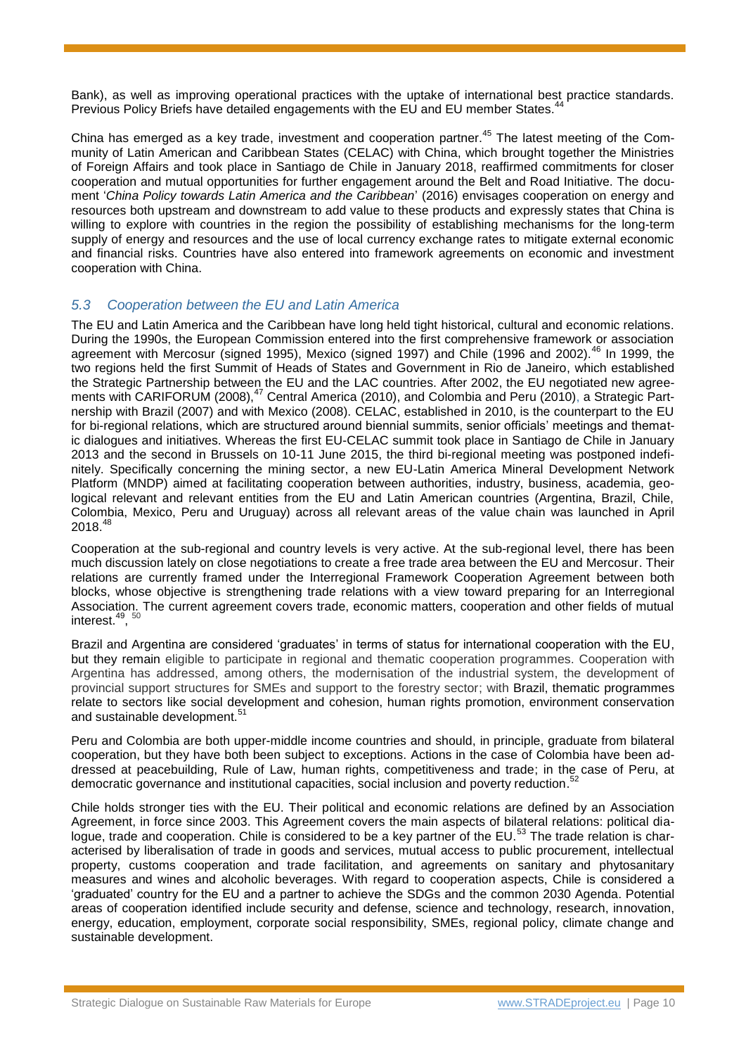Bank), as well as improving operational practices with the uptake of international best practice standards. Previous Policy Briefs have detailed engagements with the EU and EU member States.[44]

China has emerged as a key trade, investment and cooperation partner.[45] The latest meeting of the Community of Latin American and Caribbean States (CELAC) with China, which brought together the Ministries of Foreign Affairs and took place in Santiago de Chile in January 2018, reaffirmed commitments for closer cooperation and mutual opportunities for further engagement around the Belt and Road Initiative. The document '*China Policy towards Latin America and the Caribbean*' (2016) envisages cooperation on energy and resources both upstream and downstream to add value to these products and expressly states that China is willing to explore with countries in the region the possibility of establishing mechanisms for the long-term supply of energy and resources and the use of local currency exchange rates to mitigate external economic and financial risks. Countries have also entered into framework agreements on economic and investment cooperation with China.

### *5.3 Cooperation between the EU and Latin America*

The EU and Latin America and the Caribbean have long held tight historical, cultural and economic relations. During the 1990s, the European Commission entered into the first comprehensive framework or association agreement with Mercosur (signed 1995), Mexico (signed 1997) and Chile (1996 and 2002).[46] In 1999, the two regions held the first Summit of Heads of States and Government in Rio de Janeiro, which established the Strategic Partnership between the EU and the LAC countries. After 2002, the EU negotiated new agreements with CARIFORUM (2008),[47] Central America (2010), and Colombia and Peru (2010), a Strategic Partnership with Brazil (2007) and with Mexico (2008). CELAC, established in 2010, is the counterpart to the EU for bi-regional relations, which are structured around biennial summits, senior officials' meetings and thematic dialogues and initiatives. Whereas the first EU-CELAC summit took place in Santiago de Chile in January 2013 and the second in Brussels on 10-11 June 2015, the third bi-regional meeting was postponed indefinitely. Specifically concerning the mining sector, a new EU-Latin America Mineral Development Network Platform (MNDP) aimed at facilitating cooperation between authorities, industry, business, academia, geological relevant and relevant entities from the EU and Latin American countries (Argentina, Brazil, Chile, Colombia, Mexico, Peru and Uruguay) across all relevant areas of the value chain was launched in April 2018.[48]

Cooperation at the sub-regional and country levels is very active. At the sub-regional level, there has been much discussion lately on close negotiations to create a free trade area between the EU and Mercosur. Their relations are currently framed under the Interregional Framework Cooperation Agreement between both blocks, whose objective is strengthening trade relations with a view toward preparing for an Interregional Association. The current agreement covers trade, economic matters, cooperation and other fields of mutual interest.[49], [50]

Brazil and Argentina are considered 'graduates' in terms of status for international cooperation with the EU, but they remain eligible to participate in regional and thematic cooperation programmes. Cooperation with Argentina has addressed, among others, the modernisation of the industrial system, the development of provincial support structures for SMEs and support to the forestry sector; with Brazil, thematic programmes relate to sectors like social development and cohesion, human rights promotion, environment conservation and sustainable development.[51]

Peru and Colombia are both upper-middle income countries and should, in principle, graduate from bilateral cooperation, but they have both been subject to exceptions. Actions in the case of Colombia have been addressed at peacebuilding, Rule of Law, human rights, competitiveness and trade; in the case of Peru, at democratic governance and institutional capacities, social inclusion and poverty reduction.[52]

Chile holds stronger ties with the EU. Their political and economic relations are defined by an Association Agreement, in force since 2003. This Agreement covers the main aspects of bilateral relations: political dialogue, trade and cooperation. Chile is considered to be a key partner of the EU.[53] The trade relation is characterised by liberalisation of trade in goods and services, mutual access to public procurement, intellectual property, customs cooperation and trade facilitation, and agreements on sanitary and phytosanitary measures and wines and alcoholic beverages. With regard to cooperation aspects, Chile is considered a 'graduated' country for the EU and a partner to achieve the SDGs and the common 2030 Agenda. Potential areas of cooperation identified include security and defense, science and technology, research, innovation, energy, education, employment, corporate social responsibility, SMEs, regional policy, climate change and sustainable development.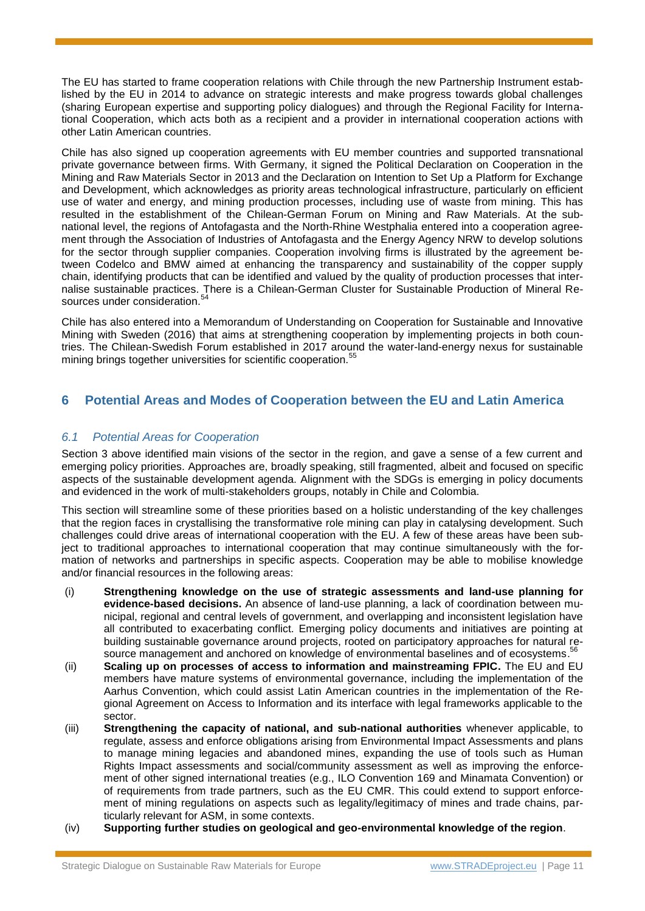The EU has started to frame cooperation relations with Chile through the new Partnership Instrument established by the EU in 2014 to advance on strategic interests and make progress towards global challenges (sharing European expertise and supporting policy dialogues) and through the Regional Facility for International Cooperation, which acts both as a recipient and a provider in international cooperation actions with other Latin American countries.

Chile has also signed up cooperation agreements with EU member countries and supported transnational private governance between firms. With Germany, it signed the Political Declaration on Cooperation in the Mining and Raw Materials Sector in 2013 and the Declaration on Intention to Set Up a Platform for Exchange and Development, which acknowledges as priority areas technological infrastructure, particularly on efficient use of water and energy, and mining production processes, including use of waste from mining. This has resulted in the establishment of the Chilean-German Forum on Mining and Raw Materials. At the subnational level, the regions of Antofagasta and the North-Rhine Westphalia entered into a cooperation agreement through the Association of Industries of Antofagasta and the Energy Agency NRW to develop solutions for the sector through supplier companies. Cooperation involving firms is illustrated by the agreement between Codelco and BMW aimed at enhancing the transparency and sustainability of the copper supply chain, identifying products that can be identified and valued by the quality of production processes that internalise sustainable practices. There is a Chilean-German Cluster for Sustainable Production of Mineral Resources under consideration.[54]

Chile has also entered into a Memorandum of Understanding on Cooperation for Sustainable and Innovative Mining with Sweden (2016) that aims at strengthening cooperation by implementing projects in both countries. The Chilean-Swedish Forum established in 2017 around the water-land-energy nexus for sustainable mining brings together universities for scientific cooperation.[55]

## 6 Potential Areas and Modes of Cooperation between the EU and Latin America

### *6.1 Potential Areas for Cooperation*

Section 3 above identified main visions of the sector in the region, and gave a sense of a few current and emerging policy priorities. Approaches are, broadly speaking, still fragmented, albeit and focused on specific aspects of the sustainable development agenda. Alignment with the SDGs is emerging in policy documents and evidenced in the work of multi-stakeholders groups, notably in Chile and Colombia.

This section will streamline some of these priorities based on a holistic understanding of the key challenges that the region faces in crystallising the transformative role mining can play in catalysing development. Such challenges could drive areas of international cooperation with the EU. A few of these areas have been subject to traditional approaches to international cooperation that may continue simultaneously with the formation of networks and partnerships in specific aspects. Cooperation may be able to mobilise knowledge and/or financial resources in the following areas:

(i) **Strengthening knowledge on the use of strategic assessments and land-use planning for evidence-based decisions.** An absence of land-use planning, a lack of coordination between municipal, regional and central levels of government, and overlapping and inconsistent legislation have all contributed to exacerbating conflict. Emerging policy documents and initiatives are pointing at building sustainable governance around projects, rooted on participatory approaches for natural resource management and anchored on knowledge of environmental baselines and of ecosystems.[56]

(ii) **Scaling up on processes of access to information and mainstreaming FPIC.** The EU and EU members have mature systems of environmental governance, including the implementation of the Aarhus Convention, which could assist Latin American countries in the implementation of the Regional Agreement on Access to Information and its interface with legal frameworks applicable to the sector.

(iii) **Strengthening the capacity of national, and sub-national authorities** whenever applicable, to regulate, assess and enforce obligations arising from Environmental Impact Assessments and plans to manage mining legacies and abandoned mines, expanding the use of tools such as Human Rights Impact assessments and social/community assessment as well as improving the enforcement of other signed international treaties (e.g., ILO Convention 169 and Minamata Convention) or of requirements from trade partners, such as the EU CMR. This could extend to support enforcement of mining regulations on aspects such as legality/legitimacy of mines and trade chains, particularly relevant for ASM, in some contexts.

(iv) **Supporting further studies on geological and geo-environmental knowledge of the region**.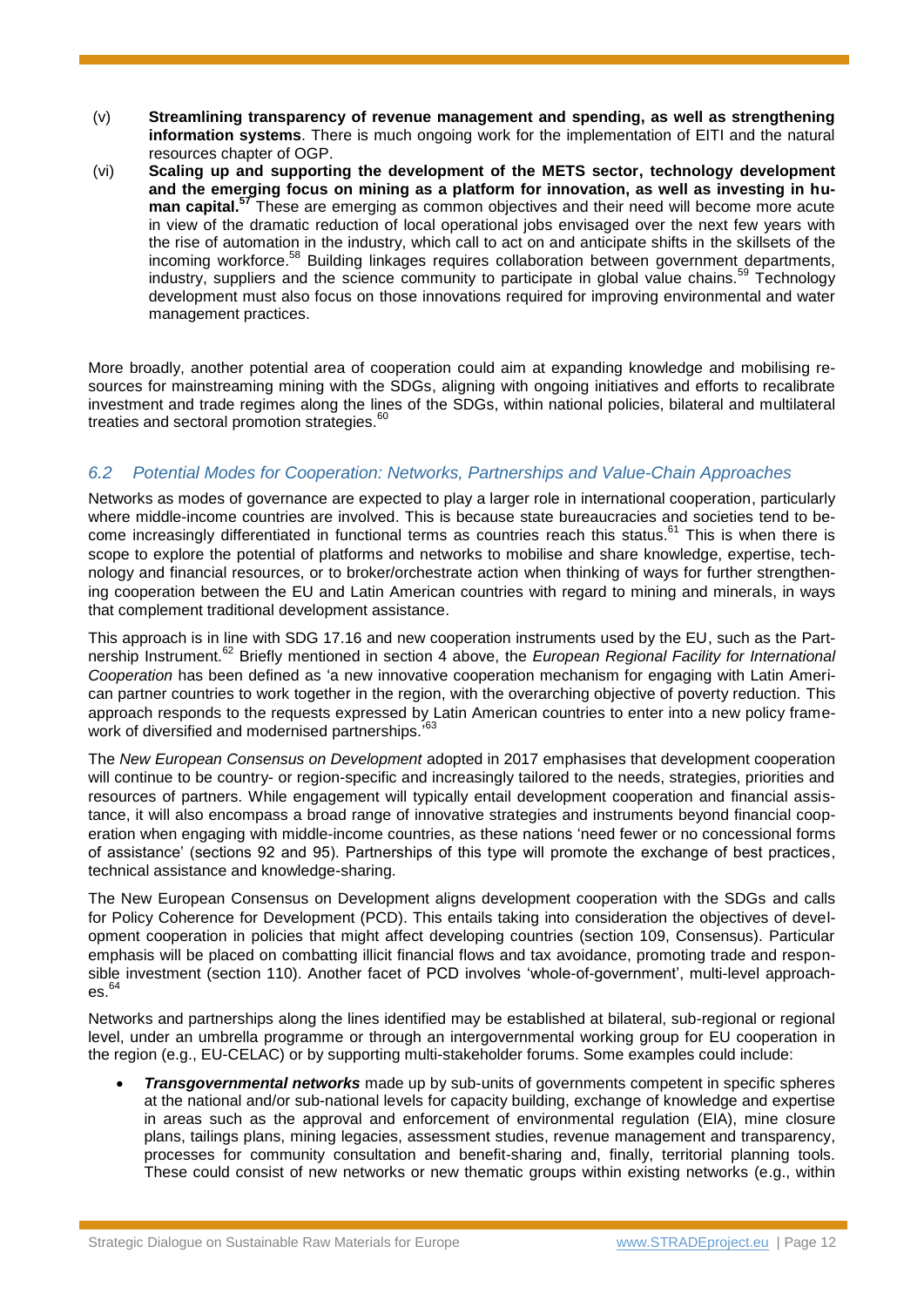(v) **Streamlining transparency of revenue management and spending, as well as strengthening information systems**. There is much ongoing work for the implementation of EITI and the natural resources chapter of OGP.

(vi) **Scaling up and supporting the development of the METS sector, technology development and the emerging focus on mining as a platform for innovation, as well as investing in human capital.**[57] These are emerging as common objectives and their need will become more acute in view of the dramatic reduction of local operational jobs envisaged over the next few years with the rise of automation in the industry, which call to act on and anticipate shifts in the skillsets of the incoming workforce.[58] Building linkages requires collaboration between government departments, industry, suppliers and the science community to participate in global value chains.[59] Technology development must also focus on those innovations required for improving environmental and water management practices.

More broadly, another potential area of cooperation could aim at expanding knowledge and mobilising resources for mainstreaming mining with the SDGs, aligning with ongoing initiatives and efforts to recalibrate investment and trade regimes along the lines of the SDGs, within national policies, bilateral and multilateral treaties and sectoral promotion strategies.[60]

### *6.2 Potential Modes for Cooperation: Networks, Partnerships and Value-Chain Approaches*

Networks as modes of governance are expected to play a larger role in international cooperation, particularly where middle-income countries are involved. This is because state bureaucracies and societies tend to become increasingly differentiated in functional terms as countries reach this status.[61] This is when there is scope to explore the potential of platforms and networks to mobilise and share knowledge, expertise, technology and financial resources, or to broker/orchestrate action when thinking of ways for further strengthening cooperation between the EU and Latin American countries with regard to mining and minerals, in ways that complement traditional development assistance.

This approach is in line with SDG 17.16 and new cooperation instruments used by the EU, such as the Partnership Instrument.[62] Briefly mentioned in section 4 above, the *European Regional Facility for International Cooperation* has been defined as 'a new innovative cooperation mechanism for engaging with Latin American partner countries to work together in the region, with the overarching objective of poverty reduction. This approach responds to the requests expressed by Latin American countries to enter into a new policy framework of diversified and modernised partnerships.'[63]

The *New European Consensus on Development* adopted in 2017 emphasises that development cooperation will continue to be country- or region-specific and increasingly tailored to the needs, strategies, priorities and resources of partners. While engagement will typically entail development cooperation and financial assistance, it will also encompass a broad range of innovative strategies and instruments beyond financial cooperation when engaging with middle-income countries, as these nations 'need fewer or no concessional forms of assistance' (sections 92 and 95). Partnerships of this type will promote the exchange of best practices, technical assistance and knowledge-sharing.

The New European Consensus on Development aligns development cooperation with the SDGs and calls for Policy Coherence for Development (PCD). This entails taking into consideration the objectives of development cooperation in policies that might affect developing countries (section 109, Consensus). Particular emphasis will be placed on combatting illicit financial flows and tax avoidance, promoting trade and responsible investment (section 110). Another facet of PCD involves 'whole-of-government', multi-level approaches.[64]

Networks and partnerships along the lines identified may be established at bilateral, sub-regional or regional level, under an umbrella programme or through an intergovernmental working group for EU cooperation in the region (e.g., EU-CELAC) or by supporting multi-stakeholder forums. Some examples could include:

- ***Transgovernmental networks*** made up by sub-units of governments competent in specific spheres at the national and/or sub-national levels for capacity building, exchange of knowledge and expertise in areas such as the approval and enforcement of environmental regulation (EIA), mine closure plans, tailings plans, mining legacies, assessment studies, revenue management and transparency, processes for community consultation and benefit-sharing and, finally, territorial planning tools. These could consist of new networks or new thematic groups within existing networks (e.g., within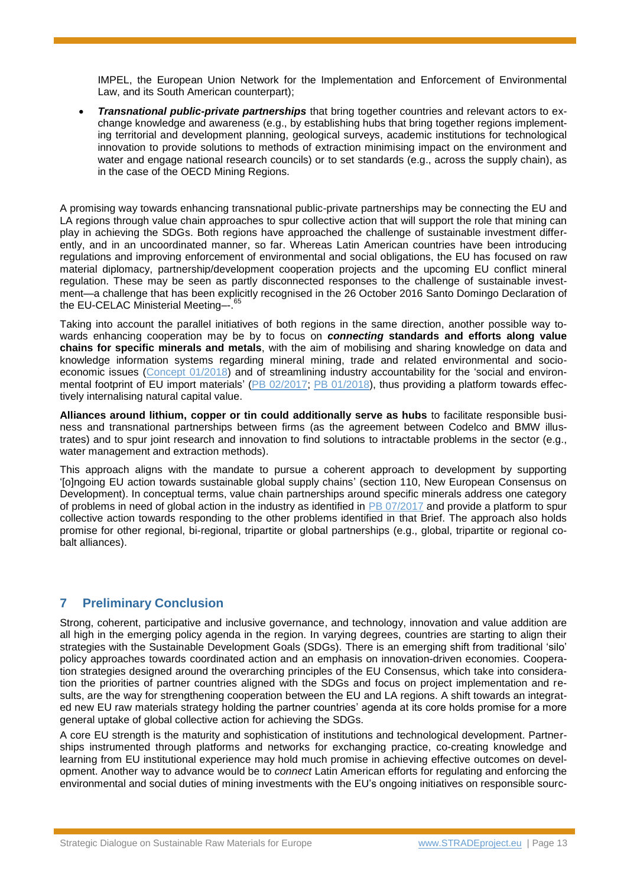IMPEL, the European Union Network for the Implementation and Enforcement of Environmental Law, and its South American counterpart);

- ***Transnational public-private partnerships*** that bring together countries and relevant actors to exchange knowledge and awareness (e.g., by establishing hubs that bring together regions implementing territorial and development planning, geological surveys, academic institutions for technological innovation to provide solutions to methods of extraction minimising impact on the environment and water and engage national research councils) or to set standards (e.g., across the supply chain), as in the case of the OECD Mining Regions.

A promising way towards enhancing transnational public-private partnerships may be connecting the EU and LA regions through value chain approaches to spur collective action that will support the role that mining can play in achieving the SDGs. Both regions have approached the challenge of sustainable investment differently, and in an uncoordinated manner, so far. Whereas Latin American countries have been introducing regulations and improving enforcement of environmental and social obligations, the EU has focused on raw material diplomacy, partnership/development cooperation projects and the upcoming EU conflict mineral regulation. These may be seen as partly disconnected responses to the challenge of sustainable investment—a challenge that has been explicitly recognised in the 26 October 2016 Santo Domingo Declaration of the EU-CELAC Ministerial Meeting–-.[65]

Taking into account the parallel initiatives of both regions in the same direction, another possible way towards enhancing cooperation may be by to focus on ***connecting* standards and efforts along value chains for specific minerals and metals**, with the aim of mobilising and sharing knowledge on data and knowledge information systems regarding mineral mining, trade and related environmental and socio-economic issues (Concept 01/2018) and of streamlining industry accountability for the 'social and environmental footprint of EU import materials' (PB 02/2017; PB 01/2018), thus providing a platform towards effectively internalising natural capital value.

**Alliances around lithium, copper or tin could additionally serve as hubs** to facilitate responsible business and transnational partnerships between firms (as the agreement between Codelco and BMW illustrates) and to spur joint research and innovation to find solutions to intractable problems in the sector (e.g., water management and extraction methods).

This approach aligns with the mandate to pursue a coherent approach to development by supporting '[o]ngoing EU action towards sustainable global supply chains' (section 110, New European Consensus on Development). In conceptual terms, value chain partnerships around specific minerals address one category of problems in need of global action in the industry as identified in PB 07/2017 and provide a platform to spur collective action towards responding to the other problems identified in that Brief. The approach also holds promise for other regional, bi-regional, tripartite or global partnerships (e.g., global, tripartite or regional cobalt alliances).

## 7 Preliminary Conclusion

Strong, coherent, participative and inclusive governance, and technology, innovation and value addition are all high in the emerging policy agenda in the region. In varying degrees, countries are starting to align their strategies with the Sustainable Development Goals (SDGs). There is an emerging shift from traditional 'silo' policy approaches towards coordinated action and an emphasis on innovation-driven economies. Cooperation strategies designed around the overarching principles of the EU Consensus, which take into consideration the priorities of partner countries aligned with the SDGs and focus on project implementation and results, are the way for strengthening cooperation between the EU and LA regions. A shift towards an integrated new EU raw materials strategy holding the partner countries' agenda at its core holds promise for a more general uptake of global collective action for achieving the SDGs.

A core EU strength is the maturity and sophistication of institutions and technological development. Partnerships instrumented through platforms and networks for exchanging practice, co-creating knowledge and learning from EU institutional experience may hold much promise in achieving effective outcomes on development. Another way to advance would be to *connect* Latin American efforts for regulating and enforcing the environmental and social duties of mining investments with the EU's ongoing initiatives on responsible sourc-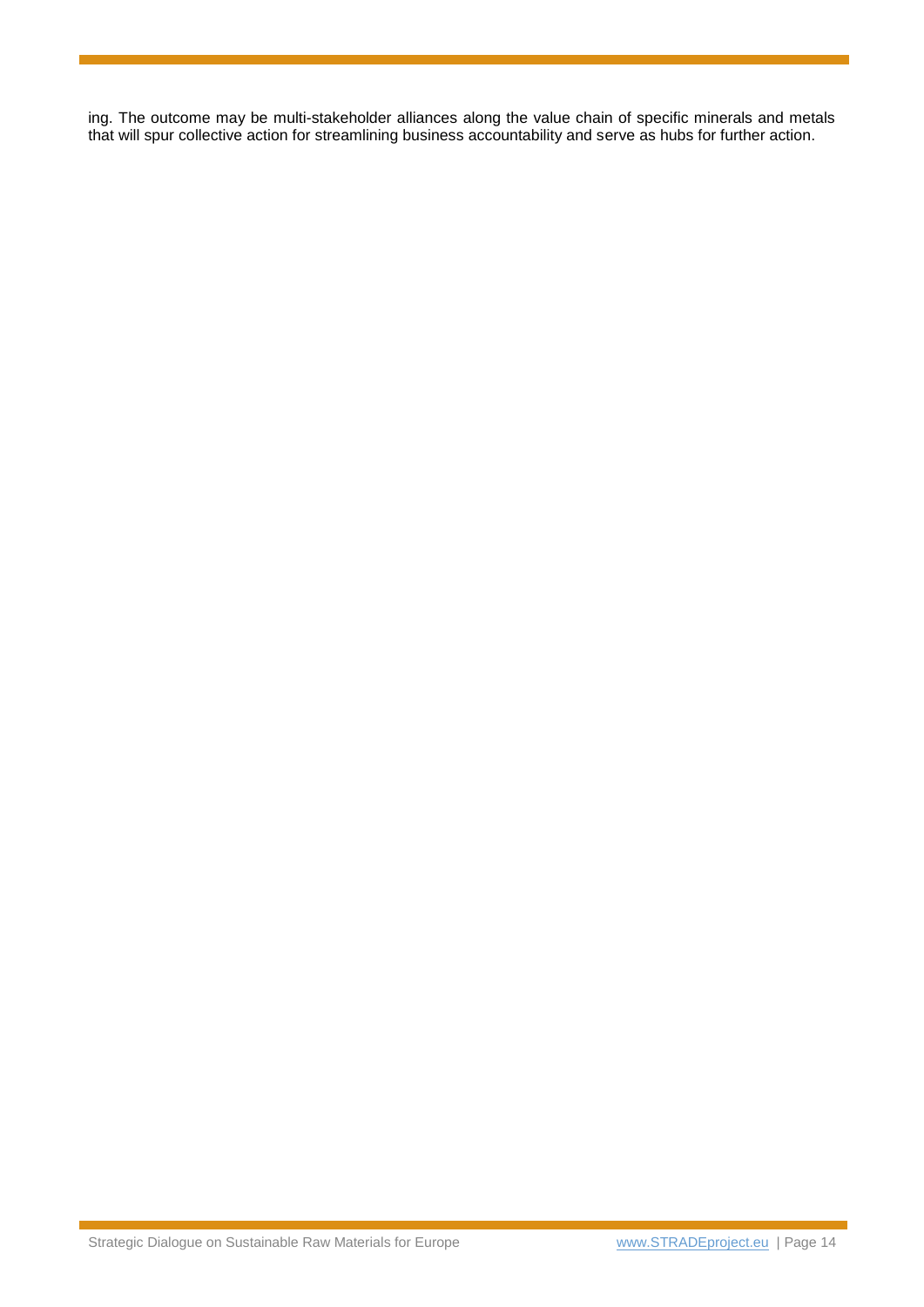ing. The outcome may be multi-stakeholder alliances along the value chain of specific minerals and metals that will spur collective action for streamlining business accountability and serve as hubs for further action.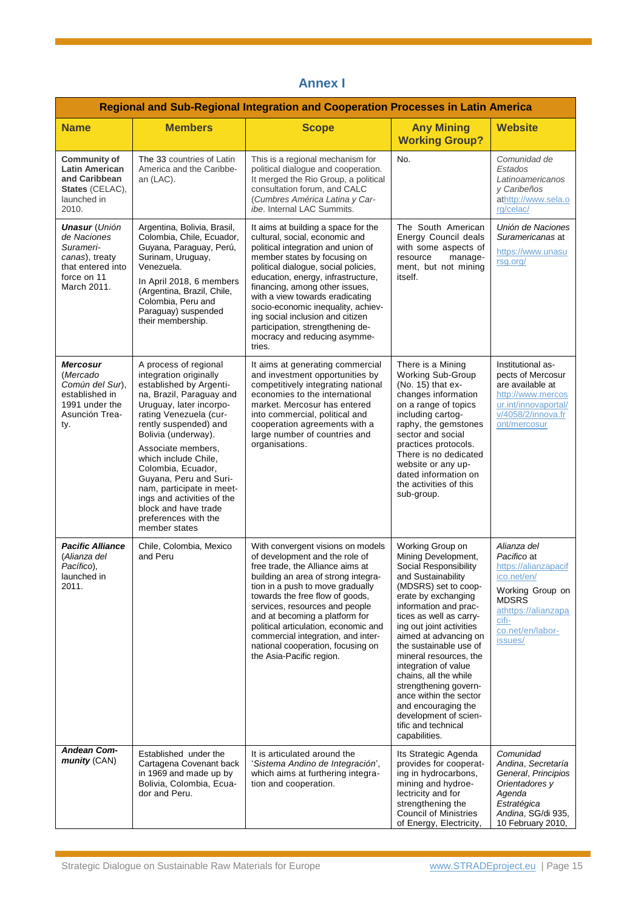# Annex I

| Regional and Sub-Regional Integration and Cooperation Processes in Latin America | | | | |
|---|---|---|---|---|
| **Name** | **Members** | **Scope** | **Any Mining Working Group?** | **Website** |
| **Community of Latin American and Caribbean States** (CELAC), launched in 2010. | The 33 countries of Latin America and the Caribbean (LAC). | This is a regional mechanism for political dialogue and cooperation. It merged the Rio Group, a political consultation forum, and CALC (*Cumbres América Latina y Caribe*. Internal LAC Summits. | No. | *Comunidad de Estados Latinoamericanos y Caribeños* athttp://www.sela.org/celac/ |
| ***Unasur*** (*Unión de Naciones Suramericanas*), treaty that entered into force on 11 March 2011. | Argentina, Bolivia, Brasil, Colombia, Chile, Ecuador, Guyana, Paraguay, Perú, Surinam, Uruguay, Venezuela. In April 2018, 6 members (Argentina, Brazil, Chile, Colombia, Peru and Paraguay) suspended their membership. | It aims at building a space for the cultural, social, economic and political integration and union of member states by focusing on political dialogue, social policies, education, energy, infrastructure, financing, among other issues, with a view towards eradicating socio-economic inequality, achieving social inclusion and citizen participation, strengthening democracy and reducing asymmetries. | The South American Energy Council deals with some aspects of resource management, but not mining itself. | *Unión de Naciones Suramericanas* at https://www.unasursg.org/ |
| ***Mercosur*** (*Mercado Común del Sur*), established in 1991 under the Asunción Treaty. | A process of regional integration originally established by Argentina, Brazil, Paraguay and Uruguay, later incorporating Venezuela (currently suspended) and Bolivia (underway). Associate members, which include Chile, Colombia, Ecuador, Guyana, Peru and Surinam, participate in meetings and activities of the block and have trade preferences with the member states | It aims at generating commercial and investment opportunities by competitively integrating national economies to the international market. Mercosur has entered into commercial, political and cooperation agreements with a large number of countries and organisations. | There is a Mining Working Sub-Group (No. 15) that exchanges information on a range of topics including cartography, the gemstones sector and social practices protocols. There is no dedicated website or any updated information on the activities of this sub-group. | Institutional aspects of Mercosur are available at http://www.mercosur.int/innovaportal/v/4058/2/innova.front/mercosur |
| ***Pacific Alliance*** (*Alianza del Pacífico*), launched in 2011. | Chile, Colombia, Mexico and Peru | With convergent visions on models of development and the role of free trade, the Alliance aims at building an area of strong integration in a push to move gradually towards the free flow of goods, services, resources and people and at becoming a platform for political articulation, economic and commercial integration, and international cooperation, focusing on the Asia-Pacific region. | Working Group on Mining Development, Social Responsibility and Sustainability (MDSRS) set to cooperate by exchanging information and practices as well as carrying out joint activities aimed at advancing on the sustainable use of mineral resources, the integration of value chains, all the while strengthening governance within the sector and encouraging the development of scientific and technical capabilities. | *Alianza del Pacifico* at https://alianzapacifico.net/en/ Working Group on MDSRS athttps://alianzapacifi-co.net/en/labor-issues/ |
| ***Andean Community*** (CAN) | Established under the Cartagena Covenant back in 1969 and made up by Bolivia, Colombia, Ecuador and Peru. | It is articulated around the '*Sistema Andino de Integración*', which aims at furthering integration and cooperation. | Its Strategic Agenda provides for cooperating in hydrocarbons, mining and hydroelectricity and for strengthening the Council of Ministries of Energy, Electricity, | *Comunidad Andina, Secretaría General, Principios Orientadores y Agenda Estratégica Andina*, SG/di 935, 10 February 2010, |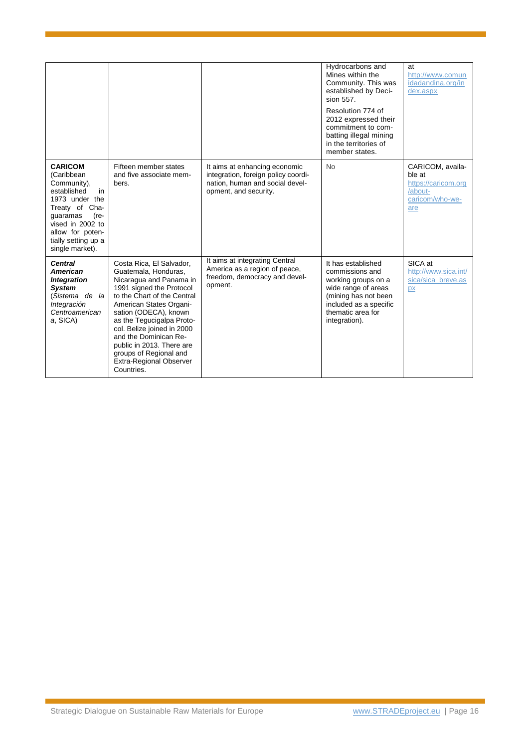| | | | | |
|---|---|---|---|---|
| | | | Hydrocarbons and Mines within the Community. This was established by Decision 557.<br><br>Resolution 774 of 2012 expressed their commitment to combatting illegal mining in the territories of member states. | at http://www.comunidadandina.org/index.aspx |
| **CARICOM** (Caribbean Community), established in 1973 under the Treaty of Chaguaramas (revised in 2002 to allow for potentially setting up a single market). | Fifteen member states and five associate members. | It aims at enhancing economic integration, foreign policy coordination, human and social development, and security. | No | CARICOM, available at https://caricom.org/about-caricom/who-we-are |
| ***Central American Integration System*** (*Sistema de la Integración Centroamericana*, SICA) | Costa Rica, El Salvador, Guatemala, Honduras, Nicaragua and Panama in 1991 signed the Protocol to the Chart of the Central American States Organisation (ODECA), known as the Tegucigalpa Protocol. Belize joined in 2000 and the Dominican Republic in 2013. There are groups of Regional and Extra-Regional Observer Countries. | It aims at integrating Central America as a region of peace, freedom, democracy and development. | It has established commissions and working groups on a wide range of areas (mining has not been included as a specific thematic area for integration). | SICA at http://www.sica.int/sica/sica_breve.aspx |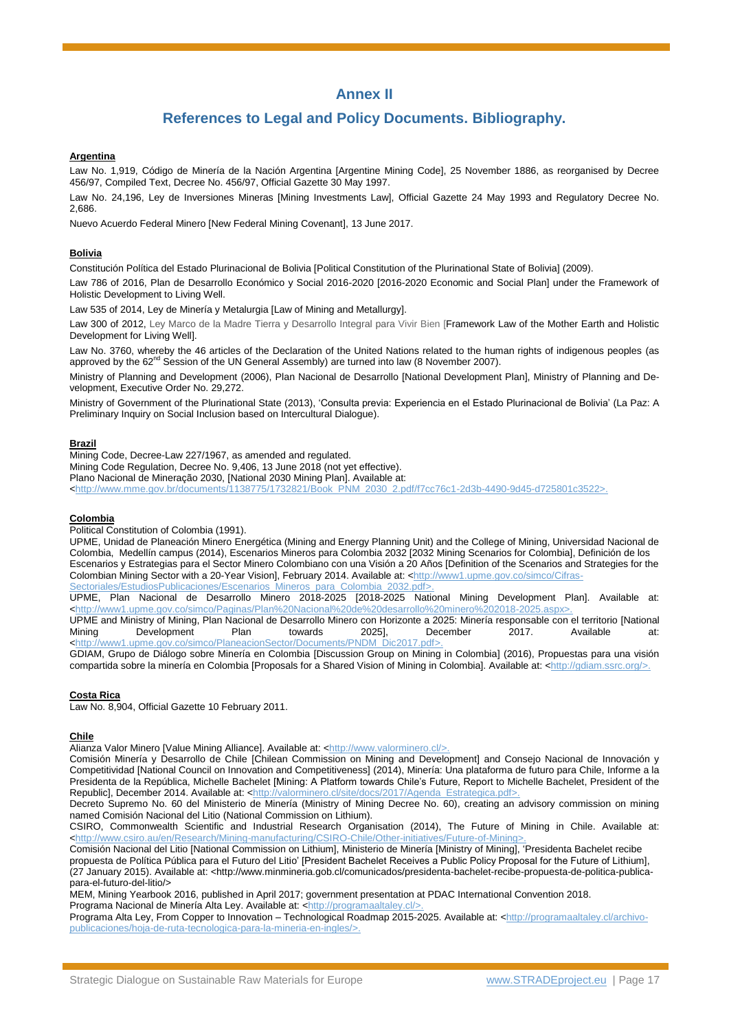# Annex II

## References to Legal and Policy Documents. Bibliography.

**Argentina**

Law No. 1,919, Código de Minería de la Nación Argentina [Argentine Mining Code], 25 November 1886, as reorganised by Decree 456/97, Compiled Text, Decree No. 456/97, Official Gazette 30 May 1997.

Law No. 24,196, Ley de Inversiones Mineras [Mining Investments Law], Official Gazette 24 May 1993 and Regulatory Decree No. 2,686.

Nuevo Acuerdo Federal Minero [New Federal Mining Covenant], 13 June 2017.

**Bolivia**

Constitución Política del Estado Plurinacional de Bolivia [Political Constitution of the Plurinational State of Bolivia] (2009).

Law 786 of 2016, Plan de Desarrollo Económico y Social 2016-2020 [2016-2020 Economic and Social Plan] under the Framework of Holistic Development to Living Well.

Law 535 of 2014, Ley de Minería y Metalurgia [Law of Mining and Metallurgy].

Law 300 of 2012, Ley Marco de la Madre Tierra y Desarrollo Integral para Vivir Bien [Framework Law of the Mother Earth and Holistic Development for Living Well].

Law No. 3760, whereby the 46 articles of the Declaration of the United Nations related to the human rights of indigenous peoples (as approved by the 62nd Session of the UN General Assembly) are turned into law (8 November 2007).

Ministry of Planning and Development (2006), Plan Nacional de Desarrollo [National Development Plan], Ministry of Planning and Development, Executive Order No. 29,272.

Ministry of Government of the Plurinational State (2013), 'Consulta previa: Experiencia en el Estado Plurinacional de Bolivia' (La Paz: A Preliminary Inquiry on Social Inclusion based on Intercultural Dialogue).

**Brazil**

Mining Code, Decree-Law 227/1967, as amended and regulated.
Mining Code Regulation, Decree No. 9,406, 13 June 2018 (not yet effective).
Plano Nacional de Mineração 2030, [National 2030 Mining Plan]. Available at: <http://www.mme.gov.br/documents/1138775/1732821/Book_PNM_2030_2.pdf/f7cc76c1-2d3b-4490-9d45-d725801c3522>.

**Colombia**

Political Constitution of Colombia (1991).
UPME, Unidad de Planeación Minero Energética (Mining and Energy Planning Unit) and the College of Mining, Universidad Nacional de Colombia, Medellín campus (2014), Escenarios Mineros para Colombia 2032 [2032 Mining Scenarios for Colombia], Definición de los Escenarios y Estrategias para el Sector Minero Colombiano con una Visión a 20 Años [Definition of the Scenarios and Strategies for the Colombian Mining Sector with a 20-Year Vision], February 2014. Available at: <http://www1.upme.gov.co/simco/Cifras-Sectoriales/EstudiosPublicaciones/Escenarios_Mineros_para_Colombia_2032.pdf>.
UPME, Plan Nacional de Desarrollo Minero 2018-2025 [2018-2025 National Mining Development Plan]. Available at: <http://www1.upme.gov.co/simco/Paginas/Plan%20Nacional%20de%20desarrollo%20minero%202018-2025.aspx>.
UPME and Ministry of Mining, Plan Nacional de Desarrollo Minero con Horizonte a 2025: Minería responsable con el territorio [National Mining Development Plan towards 2025], December 2017. Available at: <http://www1.upme.gov.co/simco/PlaneacionSector/Documents/PNDM_Dic2017.pdf>.
GDIAM, Grupo de Diálogo sobre Minería en Colombia [Discussion Group on Mining in Colombia] (2016), Propuestas para una visión compartida sobre la minería en Colombia [Proposals for a Shared Vision of Mining in Colombia]. Available at: <http://gdiam.ssrc.org/>.

**Costa Rica**

Law No. 8,904, Official Gazette 10 February 2011.

**Chile**

Alianza Valor Minero [Value Mining Alliance]. Available at: <http://www.valorminero.cl/>.
Comisión Minería y Desarrollo de Chile [Chilean Commission on Mining and Development] and Consejo Nacional de Innovación y Competitividad [National Council on Innovation and Competitiveness] (2014), Minería: Una plataforma de futuro para Chile, Informe a la Presidenta de la República, Michelle Bachelet [Mining: A Platform towards Chile's Future, Report to Michelle Bachelet, President of the Republic], December 2014. Available at: <http://valorminero.cl/site/docs/2017/Agenda_Estrategica.pdf>.
Decreto Supremo No. 60 del Ministerio de Minería (Ministry of Mining Decree No. 60), creating an advisory commission on mining named Comisión Nacional del Litio (National Commission on Lithium).
CSIRO, Commonwealth Scientific and Industrial Research Organisation (2014), The Future of Mining in Chile. Available at: <http://www.csiro.au/en/Research/Mining-manufacturing/CSIRO-Chile/Other-initiatives/Future-of-Mining>.
Comisión Nacional del Litio [National Commission on Lithium], Ministerio de Minería [Ministry of Mining], 'Presidenta Bachelet recibe propuesta de Política Pública para el Futuro del Litio' [President Bachelet Receives a Public Policy Proposal for the Future of Lithium], (27 January 2015). Available at: <http://www.minmineria.gob.cl/comunicados/presidenta-bachelet-recibe-propuesta-de-politica-publica-para-el-futuro-del-litio/>
MEM, Mining Yearbook 2016, published in April 2017; government presentation at PDAC International Convention 2018.
Programa Nacional de Minería Alta Ley. Available at: <http://programaaltaley.cl/>.
Programa Alta Ley, From Copper to Innovation – Technological Roadmap 2015-2025. Available at: <http://programaaltaley.cl/archivo-publicaciones/hoja-de-ruta-tecnologica-para-la-mineria-en-ingles/>.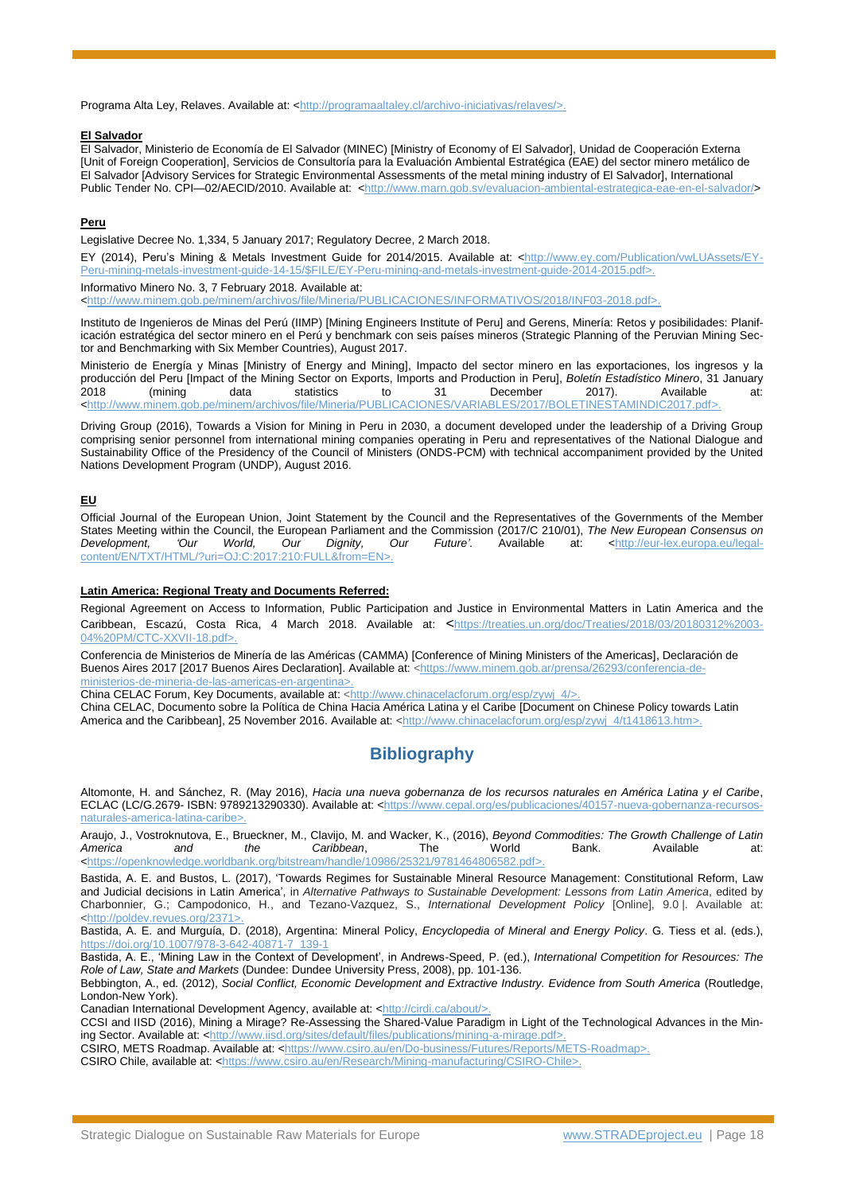Programa Alta Ley, Relaves. Available at: <http://programaaltaley.cl/archivo-iniciativas/relaves/>.

**El Salvador**

El Salvador, Ministerio de Economía de El Salvador (MINEC) [Ministry of Economy of El Salvador], Unidad de Cooperación Externa [Unit of Foreign Cooperation], Servicios de Consultoría para la Evaluación Ambiental Estratégica (EAE) del sector minero metálico de El Salvador [Advisory Services for Strategic Environmental Assessments of the metal mining industry of El Salvador], International Public Tender No. CPI—02/AECID/2010. Available at: <http://www.marn.gob.sv/evaluacion-ambiental-estrategica-eae-en-el-salvador/>

**Peru**

Legislative Decree No. 1,334, 5 January 2017; Regulatory Decree, 2 March 2018.

EY (2014), Peru's Mining & Metals Investment Guide for 2014/2015. Available at: <http://www.ey.com/Publication/vwLUAssets/EY-Peru-mining-metals-investment-guide-14-15/$FILE/EY-Peru-mining-and-metals-investment-guide-2014-2015.pdf>.

Informativo Minero No. 3, 7 February 2018. Available at: <http://www.minem.gob.pe/minem/archivos/file/Mineria/PUBLICACIONES/INFORMATIVOS/2018/INF03-2018.pdf>.

Instituto de Ingenieros de Minas del Perú (IIMP) [Mining Engineers Institute of Peru] and Gerens, Minería: Retos y posibilidades: Planificación estratégica del sector minero en el Perú y benchmark con seis países mineros (Strategic Planning of the Peruvian Mining Sector and Benchmarking with Six Member Countries), August 2017.

Ministerio de Energía y Minas [Ministry of Energy and Mining], Impacto del sector minero en las exportaciones, los ingresos y la producción del Peru [Impact of the Mining Sector on Exports, Imports and Production in Peru], *Boletín Estadístico Minero*, 31 January 2018 (mining data statistics to 31 December 2017). Available at: <http://www.minem.gob.pe/minem/archivos/file/Mineria/PUBLICACIONES/VARIABLES/2017/BOLETINESTAMINDIC2017.pdf>.

Driving Group (2016), Towards a Vision for Mining in Peru in 2030, a document developed under the leadership of a Driving Group comprising senior personnel from international mining companies operating in Peru and representatives of the National Dialogue and Sustainability Office of the Presidency of the Council of Ministers (ONDS-PCM) with technical accompaniment provided by the United Nations Development Program (UNDP), August 2016.

**EU**

Official Journal of the European Union, Joint Statement by the Council and the Representatives of the Governments of the Member States Meeting within the Council, the European Parliament and the Commission (2017/C 210/01), *The New European Consensus on Development, 'Our World, Our Dignity, Our Future'.* Available at: <http://eur-lex.europa.eu/legal-content/EN/TXT/HTML/?uri=OJ:C:2017:210:FULL&from=EN>.

**Latin America: Regional Treaty and Documents Referred:**

Regional Agreement on Access to Information, Public Participation and Justice in Environmental Matters in Latin America and the Caribbean, Escazú, Costa Rica, 4 March 2018. Available at: <https://treaties.un.org/doc/Treaties/2018/03/20180312%2003-04%20PM/CTC-XXVII-18.pdf>.

Conferencia de Ministerios de Minería de las Américas (CAMMA) [Conference of Mining Ministers of the Americas], Declaración de Buenos Aires 2017 [2017 Buenos Aires Declaration]. Available at: <https://www.minem.gob.ar/prensa/26293/conferencia-de-ministerios-de-mineria-de-las-americas-en-argentina>.

China CELAC Forum, Key Documents, available at: <http://www.chinacelacforum.org/esp/zywj_4/>.

China CELAC, Documento sobre la Política de China Hacia América Latina y el Caribe [Document on Chinese Policy towards Latin America and the Caribbean], 25 November 2016. Available at: <http://www.chinacelacforum.org/esp/zywj_4/t1418613.htm>.

# Bibliography

Altomonte, H. and Sánchez, R. (May 2016), *Hacia una nueva gobernanza de los recursos naturales en América Latina y el Caribe*, ECLAC (LC/G.2679- ISBN: 9789213290330). Available at: <https://www.cepal.org/es/publicaciones/40157-nueva-gobernanza-recursos-naturales-america-latina-caribe>.

Araujo, J., Vostroknutova, E., Brueckner, M., Clavijo, M. and Wacker, K., (2016), *Beyond Commodities: The Growth Challenge of Latin America and the Caribbean*, The World Bank. Available at: <https://openknowledge.worldbank.org/bitstream/handle/10986/25321/9781464806582.pdf>.

Bastida, A. E. and Bustos, L. (2017), 'Towards Regimes for Sustainable Mineral Resource Management: Constitutional Reform, Law and Judicial decisions in Latin America', in *Alternative Pathways to Sustainable Development: Lessons from Latin America*, edited by Charbonnier, G.; Campodonico, H., and Tezano-Vazquez, S., *International Development Policy* [Online], 9.0 |. Available at: <http://poldev.revues.org/2371>.

Bastida, A. E. and Murguía, D. (2018), Argentina: Mineral Policy, *Encyclopedia of Mineral and Energy Policy*. G. Tiess et al. (eds.), https://doi.org/10.1007/978-3-642-40871-7_139-1

Bastida, A. E., 'Mining Law in the Context of Development', in Andrews-Speed, P. (ed.), *International Competition for Resources: The Role of Law, State and Markets* (Dundee: Dundee University Press, 2008), pp. 101-136.

Bebbington, A., ed. (2012), *Social Conflict, Economic Development and Extractive Industry. Evidence from South America* (Routledge, London-New York).

Canadian International Development Agency, available at: <http://cirdi.ca/about/>.

CCSI and IISD (2016), Mining a Mirage? Re-Assessing the Shared-Value Paradigm in Light of the Technological Advances in the Mining Sector. Available at: <http://www.iisd.org/sites/default/files/publications/mining-a-mirage.pdf>.

CSIRO, METS Roadmap. Available at: <https://www.csiro.au/en/Do-business/Futures/Reports/METS-Roadmap>.

CSIRO Chile, available at: <https://www.csiro.au/en/Research/Mining-manufacturing/CSIRO-Chile>.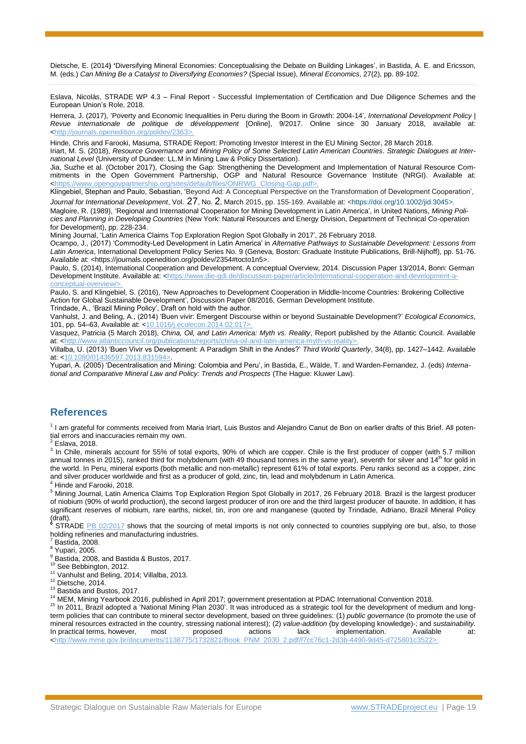Dietsche, E. (2014) 'Diversifying Mineral Economies: Conceptualising the Debate on Building Linkages', in Bastida, A. E. and Ericsson, M. (eds.) *Can Mining Be a Catalyst to Diversifying Economies?* (Special Issue), *Mineral Economics*, 27(2), pp. 89-102.

Eslava, Nicolás, STRADE WP 4.3 – Final Report - Successful Implementation of Certification and Due Diligence Schemes and the European Union's Role, 2018.

Herrera, J. (2017), 'Poverty and Economic Inequalities in Peru during the Boom in Growth: 2004-14', *International Development Policy | Revue internationale de politique de développement* [Online], 9/2017. Online since 30 January 2018, available at: <http://journals.openedition.org/poldev/2363>.

Hinde, Chris and Farooki, Masuma, STRADE Report: Promoting Investor Interest in the EU Mining Sector, 28 March 2018.

Iriart, M. S. (2018), *Resource Governance and Mining Policy of Some Selected Latin American Countries. Strategic Dialogues at International Level* (University of Dundee: LL.M in Mining Law & Policy Dissertation).

Jia, Suzhe et al. (October 2017), Closing the Gap: Strengthening the Development and Implementation of Natural Resource Commitments in the Open Government Partnership, OGP and Natural Resource Governance Institute (NRGI). Available at: <https://www.opengovpartnership.org/sites/default/files/ONRWG_Closing-Gap.pdf>.

Klingebiel, Stephan and Paulo, Sebastian, 'Beyond Aid: A Conceptual Perspective on the Transformation of Development Cooperation', *Journal for International Development*, Vol. 27, No. 2, March 2015, pp. 155-169. Available at: <https://doi.org/10.1002/jid.3045>.

Magloire, R. (1989), 'Regional and International Cooperation for Mining Development in Latin America', in United Nations, *Mining Policies and Planning in Developing Countries* (New York: Natural Resources and Energy Division, Department of Technical Co-operation for Development), pp. 228-234.

Mining Journal, 'Latin America Claims Top Exploration Region Spot Globally in 2017', 26 February 2018.

Ocampo, J., (2017) 'Commodity-Led Development in Latin America' in *Alternative Pathways to Sustainable Development: Lessons from Latin America*, International Development Policy Series No. 9 (Geneva, Boston: Graduate Institute Publications, Brill-Nijhoff), pp. 51-76. Available at: <https://journals.openedition.org/poldev/2354#tocto1n5>.

Paulo, S. (2014), International Cooperation and Development. A conceptual Overview, 2014. Discussion Paper 13/2014, Bonn: German Development Institute. Available at: <https://www.die-gdi.de/discussion-paper/article/international-cooperation-and-development-a-conceptual-overview/>.

Paulo, S. and Klingebiel, S. (2016), 'New Approaches to Development Cooperation in Middle-Income Countries: Brokering Collective Action for Global Sustainable Development', Discussion Paper 08/2016, German Development Institute.

Trindade, A., 'Brazil Mining Policy', Draft on hold with the author.

Vanhulst, J. and Beling, A., (2014) 'Buen vivir: Emergent Discourse within or beyond Sustainable Development?' *Ecological Economics*, 101, pp. 54–63, Available at: <10.1016/j.ecolecon.2014.02.017>.

Vasquez, Patricia (5 March 2018), *China, Oil, and Latin America: Myth vs. Reality*, Report published by the Atlantic Council. Available at: <http://www.atlanticcouncil.org/publications/reports/china-oil-and-latin-america-myth-vs-reality>.

Villalba, U. (2013) 'Buen Vivir vs Development: A Paradigm Shift in the Andes?' *Third World Quarterly*, 34(8), pp. 1427–1442. Available at: <10.1080/01436597.2013.831594>.

Yupari, A. (2005) 'Decentralisation and Mining: Colombia and Peru', in Bastida, E., Wälde, T. and Warden-Fernandez, J. (eds) *International and Comparative Mineral Law and Policy: Trends and Prospects* (The Hague: Kluwer Law).

## References

[1] I am grateful for comments received from Maria Iriart, Luis Bustos and Alejandro Canut de Bon on earlier drafts of this Brief. All potential errors and inaccuracies remain my own.

[2] Eslava, 2018.

[3] In Chile, minerals account for 55% of total exports, 90% of which are copper. Chile is the first producer of copper (with 5.7 million annual tonnes in 2015), ranked third for molybdenum (with 49 thousand tonnes in the same year), seventh for silver and 14th for gold in the world. In Peru, mineral exports (both metallic and non-metallic) represent 61% of total exports. Peru ranks second as a copper, zinc and silver producer worldwide and first as a producer of gold, zinc, tin, lead and molybdenum in Latin America.

[4] Hinde and Farooki, 2018.

[5] Mining Journal, Latin America Claims Top Exploration Region Spot Globally in 2017, 26 February 2018. Brazil is the largest producer of niobium (90% of world production), the second largest producer of iron ore and the third largest producer of bauxite. In addition, it has significant reserves of niobium, rare earths, nickel, tin, iron ore and manganese (quoted by Trindade, Adriano, Brazil Mineral Policy (draft).

[6] STRADE PB 02/2017 shows that the sourcing of metal imports is not only connected to countries supplying ore but, also, to those holding refineries and manufacturing industries.

[7] Bastida, 2008.

[8] Yupari, 2005.

[9] Bastida, 2008, and Bastida & Bustos, 2017.

[10] See Bebbington, 2012.

[11] Vanhulst and Beling, 2014; Villalba, 2013.

[12] Dietsche, 2014.

[13] Bastida and Bustos, 2017.

[14] MEM, Mining Yearbook 2016, published in April 2017; government presentation at PDAC International Convention 2018.

[15] In 2011, Brazil adopted a 'National Mining Plan 2030'. It was introduced as a strategic tool for the development of medium and long-term policies that can contribute to mineral sector development, based on three guidelines: (1) *public governance* (to promote the use of mineral resources extracted in the country, stressing national interest); (2) *value-addition* (by developing knowledge)-; and *sustainability*. In practical terms, however, most proposed actions lack implementation. Available at: <http://www.mme.gov.br/documents/1138775/1732821/Book_PNM_2030_2.pdf/f7cc76c1-2d3b-4490-9d45-d725801c3522>.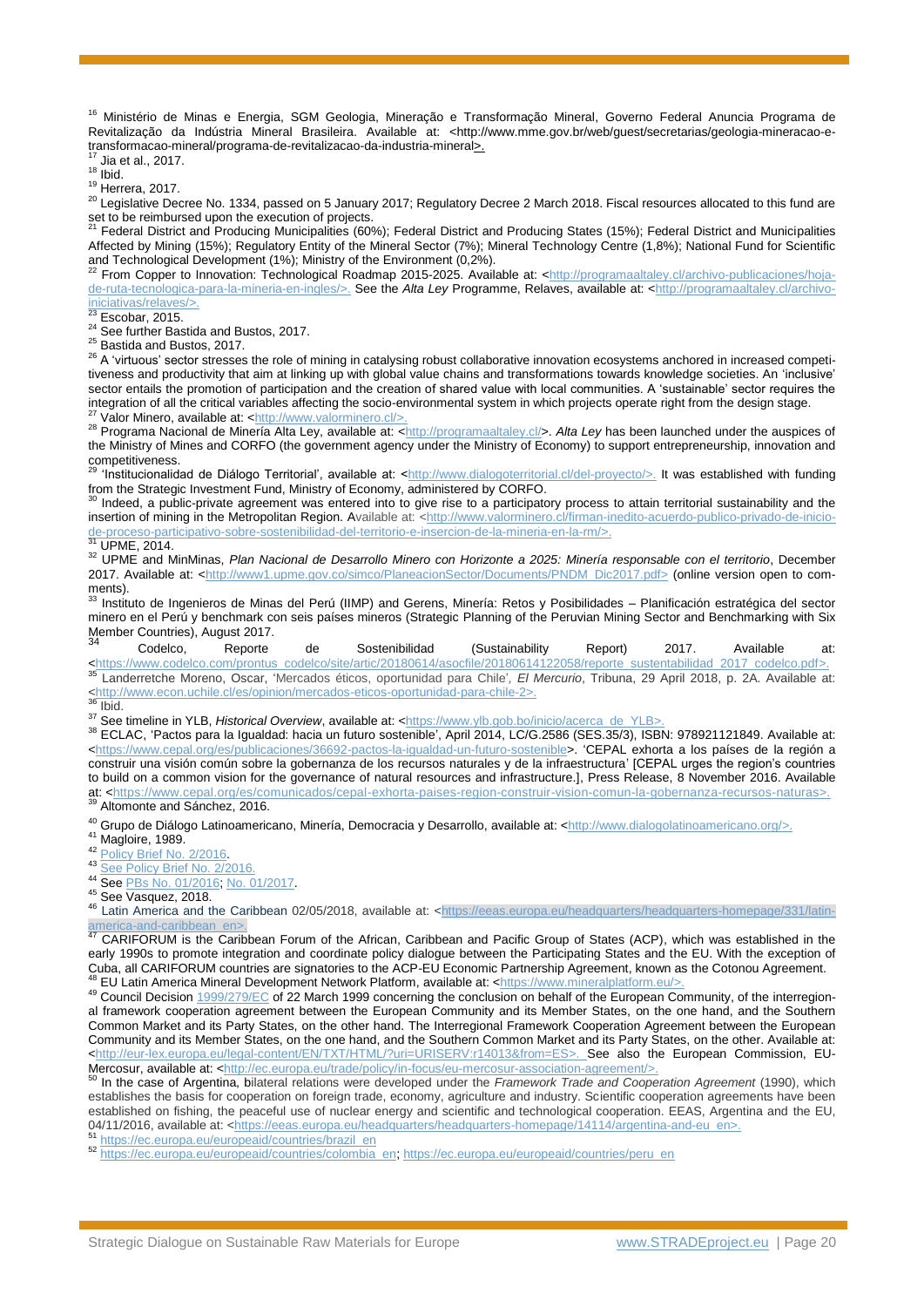[16] Ministério de Minas e Energia, SGM Geologia, Mineração e Transformação Mineral, Governo Federal Anuncia Programa de Revitalização da Indústria Mineral Brasileira. Available at: <http://www.mme.gov.br/web/guest/secretarias/geologia-mineracao-e-transformacao-mineral/programa-de-revitalizacao-da-industria-mineral>.

[17] Jia et al., 2017.

[18] Ibid.

[19] Herrera, 2017.

[20] Legislative Decree No. 1334, passed on 5 January 2017; Regulatory Decree 2 March 2018. Fiscal resources allocated to this fund are set to be reimbursed upon the execution of projects.

[21] Federal District and Producing Municipalities (60%); Federal District and Producing States (15%); Federal District and Municipalities Affected by Mining (15%); Regulatory Entity of the Mineral Sector (7%); Mineral Technology Centre (1,8%); National Fund for Scientific and Technological Development (1%); Ministry of the Environment (0,2%).

[22] From Copper to Innovation: Technological Roadmap 2015-2025. Available at: <http://programaaltaley.cl/archivo-publicaciones/hoja-de-ruta-tecnologica-para-la-mineria-en-ingles/>. See the *Alta Ley* Programme, Relaves, available at: <http://programaaltaley.cl/archivo-iniciativas/relaves/>.

[23] Escobar, 2015.

[24] See further Bastida and Bustos, 2017.

[25] Bastida and Bustos, 2017.

[26] A 'virtuous' sector stresses the role of mining in catalysing robust collaborative innovation ecosystems anchored in increased competitiveness and productivity that aim at linking up with global value chains and transformations towards knowledge societies. An 'inclusive' sector entails the promotion of participation and the creation of shared value with local communities. A 'sustainable' sector requires the integration of all the critical variables affecting the socio-environmental system in which projects operate right from the design stage.

[27] Valor Minero, available at: <http://www.valorminero.cl/>.

[28] Programa Nacional de Minería Alta Ley, available at: <http://programaaltaley.cl/>. *Alta Ley* has been launched under the auspices of the Ministry of Mines and CORFO (the government agency under the Ministry of Economy) to support entrepreneurship, innovation and competitiveness.

[29] 'Institucionalidad de Diálogo Territorial', available at: <http://www.dialogoterritorial.cl/del-proyecto/>. It was established with funding from the Strategic Investment Fund, Ministry of Economy, administered by CORFO.

[30] Indeed, a public-private agreement was entered into to give rise to a participatory process to attain territorial sustainability and the insertion of mining in the Metropolitan Region. Available at: <http://www.valorminero.cl/firman-inedito-acuerdo-publico-privado-de-inicio-de-proceso-participativo-sobre-sostenibilidad-del-territorio-e-insercion-de-la-mineria-en-la-rm/>.

[31] UPME, 2014.

[32] UPME and MinMinas, *Plan Nacional de Desarrollo Minero con Horizonte a 2025: Minería responsable con el territorio*, December 2017. Available at: <http://www1.upme.gov.co/simco/PlaneacionSector/Documents/PNDM_Dic2017.pdf> (online version open to comments).

[33] Instituto de Ingenieros de Minas del Perú (IIMP) and Gerens, Minería: Retos y Posibilidades – Planificación estratégica del sector minero en el Perú y benchmark con seis países mineros (Strategic Planning of the Peruvian Mining Sector and Benchmarking with Six Member Countries), August 2017.

[34] Codelco, Reporte de Sostenibilidad (Sustainability Report) 2017. Available at: <https://www.codelco.com/prontus_codelco/site/artic/20180614/asocfile/20180614122058/reporte_sustentabilidad_2017_codelco.pdf>.

[35] Landerretche Moreno, Oscar, 'Mercados éticos, oportunidad para Chile', *El Mercurio*, Tribuna, 29 April 2018, p. 2A. Available at: <http://www.econ.uchile.cl/es/opinion/mercados-eticos-oportunidad-para-chile-2>.

[36] Ibid.

[37] See timeline in YLB, *Historical Overview*, available at: <https://www.ylb.gob.bo/inicio/acerca_de_YLB>.

[38] ECLAC, 'Pactos para la Igualdad: hacia un futuro sostenible', April 2014, LC/G.2586 (SES.35/3), ISBN: 978921121849. Available at: <https://www.cepal.org/es/publicaciones/36692-pactos-la-igualdad-un-futuro-sostenible>. 'CEPAL exhorta a los países de la región a construir una visión común sobre la gobernanza de los recursos naturales y de la infraestructura' [CEPAL urges the region's countries to build on a common vision for the governance of natural resources and infrastructure.], Press Release, 8 November 2016. Available at: <https://www.cepal.org/es/comunicados/cepal-exhorta-paises-region-construir-vision-comun-la-gobernanza-recursos-naturas>.

[39] Altomonte and Sánchez, 2016.

[40] Grupo de Diálogo Latinoamericano, Minería, Democracia y Desarrollo, available at: <http://www.dialogolatinoamericano.org/>.

[41] Magloire, 1989.

[42] Policy Brief No. 2/2016.

[43] See Policy Brief No. 2/2016.

[44] See PBs No. 01/2016; No. 01/2017.

[45] See Vasquez, 2018.

[46] Latin America and the Caribbean 02/05/2018, available at: <https://eeas.europa.eu/headquarters/headquarters-homepage/331/latin-america-and-caribbean_en>.

[47] CARIFORUM is the Caribbean Forum of the African, Caribbean and Pacific Group of States (ACP), which was established in the early 1990s to promote integration and coordinate policy dialogue between the Participating States and the EU. With the exception of Cuba, all CARIFORUM countries are signatories to the ACP-EU Economic Partnership Agreement, known as the Cotonou Agreement.

[48] EU Latin America Mineral Development Network Platform, available at: <https://www.mineralplatform.eu/>.

[49] Council Decision 1999/279/EC of 22 March 1999 concerning the conclusion on behalf of the European Community, of the interregional framework cooperation agreement between the European Community and its Member States, on the one hand, and the Southern Common Market and its Party States, on the other hand. The Interregional Framework Cooperation Agreement between the European Community and its Member States, on the one hand, and the Southern Common Market and its Party States, on the other. Available at: <http://eur-lex.europa.eu/legal-content/EN/TXT/HTML/?uri=URISERV:r14013&from=ES>. See also the European Commission, EU-Mercosur, available at: <http://ec.europa.eu/trade/policy/in-focus/eu-mercosur-association-agreement/>.

[50] In the case of Argentina, bilateral relations were developed under the *Framework Trade and Cooperation Agreement* (1990), which establishes the basis for cooperation on foreign trade, economy, agriculture and industry. Scientific cooperation agreements have been established on fishing, the peaceful use of nuclear energy and scientific and technological cooperation. EEAS, Argentina and the EU, 04/11/2016, available at: <https://eeas.europa.eu/headquarters/headquarters-homepage/14114/argentina-and-eu_en>.

[51] https://ec.europa.eu/europeaid/countries/brazil_en

[52] https://ec.europa.eu/europeaid/countries/colombia_en; https://ec.europa.eu/europeaid/countries/peru_en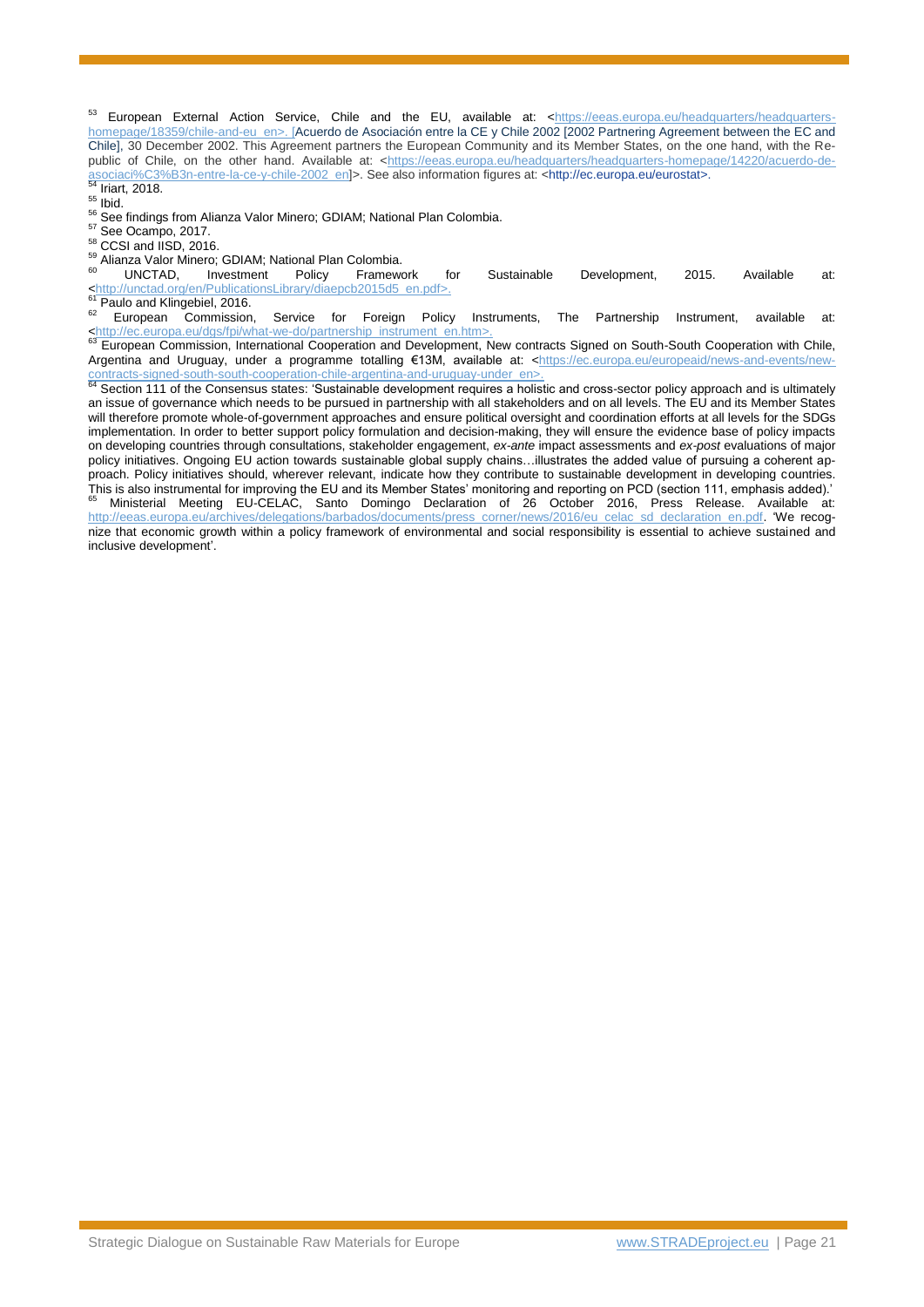[53] European External Action Service, Chile and the EU, available at: <https://eeas.europa.eu/headquarters/headquarters-homepage/18359/chile-and-eu_en>. [Acuerdo de Asociación entre la CE y Chile 2002 [2002 Partnering Agreement between the EC and Chile], 30 December 2002. This Agreement partners the European Community and its Member States, on the one hand, with the Republic of Chile, on the other hand. Available at: <https://eeas.europa.eu/headquarters/headquarters-homepage/14220/acuerdo-de-asociaci%C3%B3n-entre-la-ce-y-chile-2002_en]>. See also information figures at: <http://ec.europa.eu/eurostat>.

[54] Iriart, 2018.

[55] Ibid.

[56] See findings from Alianza Valor Minero; GDIAM; National Plan Colombia.

[57] See Ocampo, 2017.

[58] CCSI and IISD, 2016.

[59] Alianza Valor Minero; GDIAM; National Plan Colombia.

[60] UNCTAD, Investment Policy Framework for Sustainable Development, 2015. Available at: <http://unctad.org/en/PublicationsLibrary/diaepcb2015d5_en.pdf>.

[61] Paulo and Klingebiel, 2016.

[62] European Commission, Service for Foreign Policy Instruments, The Partnership Instrument, available at: <http://ec.europa.eu/dgs/fpi/what-we-do/partnership_instrument_en.htm>.

[63] European Commission, International Cooperation and Development, New contracts Signed on South-South Cooperation with Chile, Argentina and Uruguay, under a programme totalling €13M, available at: <https://ec.europa.eu/europeaid/news-and-events/new-contracts-signed-south-south-cooperation-chile-argentina-and-uruguay-under_en>.

[64] Section 111 of the Consensus states: 'Sustainable development requires a holistic and cross-sector policy approach and is ultimately an issue of governance which needs to be pursued in partnership with all stakeholders and on all levels. The EU and its Member States will therefore promote whole-of-government approaches and ensure political oversight and coordination efforts at all levels for the SDGs implementation. In order to better support policy formulation and decision-making, they will ensure the evidence base of policy impacts on developing countries through consultations, stakeholder engagement, *ex-ante* impact assessments and *ex-post* evaluations of major policy initiatives. Ongoing EU action towards sustainable global supply chains…illustrates the added value of pursuing a coherent approach. Policy initiatives should, wherever relevant, indicate how they contribute to sustainable development in developing countries. This is also instrumental for improving the EU and its Member States' monitoring and reporting on PCD (section 111, emphasis added).'

[65] Ministerial Meeting EU-CELAC, Santo Domingo Declaration of 26 October 2016, Press Release. Available at: http://eeas.europa.eu/archives/delegations/barbados/documents/press_corner/news/2016/eu_celac_sd_declaration_en.pdf. 'We recognize that economic growth within a policy framework of environmental and social responsibility is essential to achieve sustained and inclusive development'.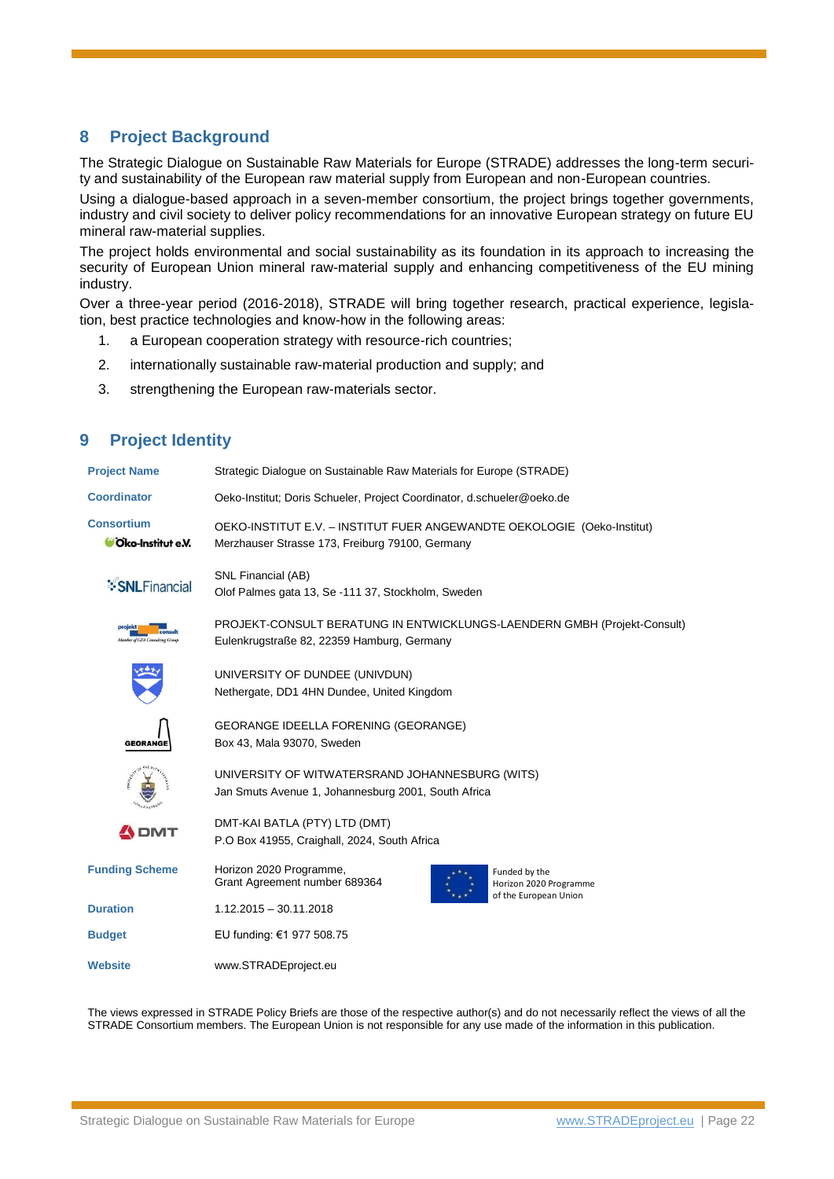## 8 Project Background

The Strategic Dialogue on Sustainable Raw Materials for Europe (STRADE) addresses the long-term security and sustainability of the European raw material supply from European and non-European countries.

Using a dialogue-based approach in a seven-member consortium, the project brings together governments, industry and civil society to deliver policy recommendations for an innovative European strategy on future EU mineral raw-material supplies.

The project holds environmental and social sustainability as its foundation in its approach to increasing the security of European Union mineral raw-material supply and enhancing competitiveness of the EU mining industry.

Over a three-year period (2016-2018), STRADE will bring together research, practical experience, legislation, best practice technologies and know-how in the following areas:

1. a European cooperation strategy with resource-rich countries;
2. internationally sustainable raw-material production and supply; and
3. strengthening the European raw-materials sector.

## 9 Project Identity

| | |
|---|---|
| **Project Name** | Strategic Dialogue on Sustainable Raw Materials for Europe (STRADE) |
| **Coordinator** | Oeko-Institut; Doris Schueler, Project Coordinator, d.schueler@oeko.de |
| **Consortium** Öko-Institut e.V. | OEKO-INSTITUT E.V. – INSTITUT FUER ANGEWANDTE OEKOLOGIE (Oeko-Institut)<br>Merzhauser Strasse 173, Freiburg 79100, Germany |
| SNL Financial | SNL Financial (AB)<br>Olof Palmes gata 13, Se -111 37, Stockholm, Sweden |
| projekt consult | PROJEKT-CONSULT BERATUNG IN ENTWICKLUNGS-LAENDERN GMBH (Projekt-Consult)<br>Eulenkrugstraße 82, 22359 Hamburg, Germany |
| | UNIVERSITY OF DUNDEE (UNIVDUN)<br>Nethergate, DD1 4HN Dundee, United Kingdom |
| GEORANGE | GEORANGE IDEELLA FORENING (GEORANGE)<br>Box 43, Mala 93070, Sweden |
| | UNIVERSITY OF WITWATERSRAND JOHANNESBURG (WITS)<br>Jan Smuts Avenue 1, Johannesburg 2001, South Africa |
| DMT | DMT-KAI BATLA (PTY) LTD (DMT)<br>P.O Box 41955, Craighall, 2024, South Africa |
| **Funding Scheme** | Horizon 2020 Programme,<br>Grant Agreement number 689364<br>Funded by the Horizon 2020 Programme of the European Union |
| **Duration** | 1.12.2015 – 30.11.2018 |
| **Budget** | EU funding: €1 977 508.75 |
| **Website** | www.STRADEproject.eu |

The views expressed in STRADE Policy Briefs are those of the respective author(s) and do not necessarily reflect the views of all the STRADE Consortium members. The European Union is not responsible for any use made of the information in this publication.